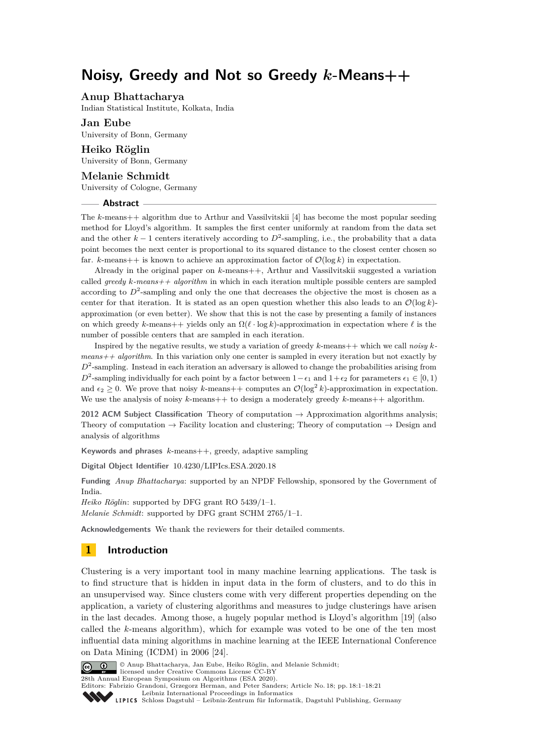# Noisy, Greedy and Not so Greedy $k$-Means++

**Anup Bhattacharya**
Indian Statistical Institute, Kolkata, India

**Jan Eube**
University of Bonn, Germany

**Heiko Röglin**
University of Bonn, Germany

**Melanie Schmidt**
University of Cologne, Germany

## Abstract

The $k$-means++ algorithm due to Arthur and Vassilvitskii [4] has become the most popular seeding method for Lloyd's algorithm. It samples the first center uniformly at random from the data set and the other $k-1$ centers iteratively according to $D^2$-sampling, i.e., the probability that a data point becomes the next center is proportional to its squared distance to the closest center chosen so far. $k$-means++ is known to achieve an approximation factor of $\mathcal{O}(\log k)$ in expectation.

Already in the original paper on $k$-means++, Arthur and Vassilvitskii suggested a variation called *greedy $k$-means++ algorithm* in which in each iteration multiple possible centers are sampled according to $D^2$-sampling and only the one that decreases the objective the most is chosen as a center for that iteration. It is stated as an open question whether this also leads to an $\mathcal{O}(\log k)$-approximation (or even better). We show that this is not the case by presenting a family of instances on which greedy $k$-means++ yields only an $\Omega(\ell \cdot \log k)$-approximation in expectation where $\ell$ is the number of possible centers that are sampled in each iteration.

Inspired by the negative results, we study a variation of greedy $k$-means++ which we call *noisy $k$-means++ algorithm*. In this variation only one center is sampled in every iteration but not exactly by $D^2$-sampling. Instead in each iteration an adversary is allowed to change the probabilities arising from $D^2$-sampling individually for each point by a factor between $1-\epsilon_1$ and $1+\epsilon_2$ for parameters $\epsilon_1 \in [0, 1)$ and $\epsilon_2 \geq 0$. We prove that noisy $k$-means++ computes an $\mathcal{O}(\log^2 k)$-approximation in expectation. We use the analysis of noisy $k$-means++ to design a moderately greedy $k$-means++ algorithm.

**2012 ACM Subject Classification** Theory of computation → Approximation algorithms analysis; Theory of computation → Facility location and clustering; Theory of computation → Design and analysis of algorithms

**Keywords and phrases** $k$-means++, greedy, adaptive sampling

**Digital Object Identifier** 10.4230/LIPIcs.ESA.2020.18

**Funding** *Anup Bhattacharya*: supported by an NPDF Fellowship, sponsored by the Government of India.
*Heiko Röglin*: supported by DFG grant RO 5439/1–1.
*Melanie Schmidt*: supported by DFG grant SCHM 2765/1–1.

**Acknowledgements** We thank the reviewers for their detailed comments.

## 1 Introduction

Clustering is a very important tool in many machine learning applications. The task is to find structure that is hidden in input data in the form of clusters, and to do this in an unsupervised way. Since clusters come with very different properties depending on the application, a variety of clustering algorithms and measures to judge clusterings have arisen in the last decades. Among those, a hugely popular method is Lloyd's algorithm [19] (also called the $k$-means algorithm), which for example was voted to be one of the ten most influential data mining algorithms in machine learning at the IEEE International Conference on Data Mining (ICDM) in 2006 [24].

© Anup Bhattacharya, Jan Eube, Heiko Röglin, and Melanie Schmidt; licensed under Creative Commons License CC-BY
28th Annual European Symposium on Algorithms (ESA 2020).
Editors: Fabrizio Grandoni, Grzegorz Herman, and Peter Sanders; Article No. 18; pp. 18:1–18:21
Leibniz International Proceedings in Informatics
Schloss Dagstuhl – Leibniz-Zentrum für Informatik, Dagstuhl Publishing, Germany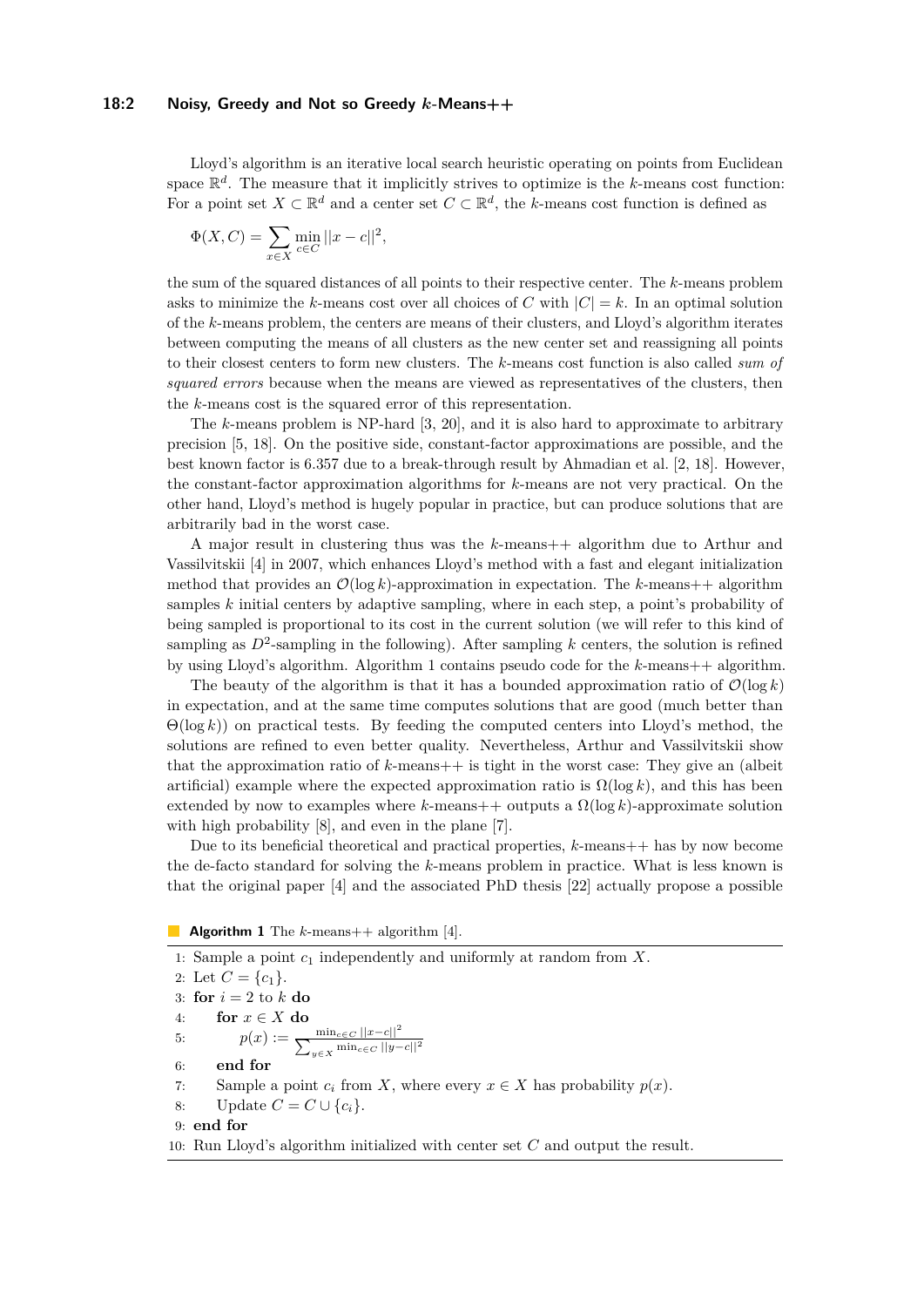Lloyd's algorithm is an iterative local search heuristic operating on points from Euclidean space $\mathbb{R}^d$. The measure that it implicitly strives to optimize is the $k$-means cost function: For a point set $X \subset \mathbb{R}^d$ and a center set $C \subset \mathbb{R}^d$, the $k$-means cost function is defined as

$$\Phi(X, C) = \sum_{x \in X} \min_{c \in C} ||x - c||^2,$$

the sum of the squared distances of all points to their respective center. The $k$-means problem asks to minimize the $k$-means cost over all choices of $C$ with $|C| = k$. In an optimal solution of the $k$-means problem, the centers are means of their clusters, and Lloyd's algorithm iterates between computing the means of all clusters as the new center set and reassigning all points to their closest centers to form new clusters. The $k$-means cost function is also called *sum of squared errors* because when the means are viewed as representatives of the clusters, then the $k$-means cost is the squared error of this representation.

The $k$-means problem is NP-hard [3, 20], and it is also hard to approximate to arbitrary precision [5, 18]. On the positive side, constant-factor approximations are possible, and the best known factor is 6.357 due to a break-through result by Ahmadian et al. [2, 18]. However, the constant-factor approximation algorithms for $k$-means are not very practical. On the other hand, Lloyd's method is hugely popular in practice, but can produce solutions that are arbitrarily bad in the worst case.

A major result in clustering thus was the $k$-means++ algorithm due to Arthur and Vassilvitskii [4] in 2007, which enhances Lloyd's method with a fast and elegant initialization method that provides an $\mathcal{O}(\log k)$-approximation in expectation. The $k$-means++ algorithm samples $k$ initial centers by adaptive sampling, where in each step, a point's probability of being sampled is proportional to its cost in the current solution (we will refer to this kind of sampling as $D^2$-sampling in the following). After sampling $k$ centers, the solution is refined by using Lloyd's algorithm. Algorithm 1 contains pseudo code for the $k$-means++ algorithm.

The beauty of the algorithm is that it has a bounded approximation ratio of $\mathcal{O}(\log k)$ in expectation, and at the same time computes solutions that are good (much better than $\Theta(\log k)$) on practical tests. By feeding the computed centers into Lloyd's method, the solutions are refined to even better quality. Nevertheless, Arthur and Vassilvitskii show that the approximation ratio of $k$-means++ is tight in the worst case: They give an (albeit artificial) example where the expected approximation ratio is $\Omega(\log k)$, and this has been extended by now to examples where $k$-means++ outputs a $\Omega(\log k)$-approximate solution with high probability [8], and even in the plane [7].

Due to its beneficial theoretical and practical properties, $k$-means++ has by now become the de-facto standard for solving the $k$-means problem in practice. What is less known is that the original paper [4] and the associated PhD thesis [22] actually propose a possible

**Algorithm 1** The $k$-means++ algorithm [4].

```
1: Sample a point c_1 independently and uniformly at random from X.
2: Let C = {c_1}.
3: for i = 2 to k do
4:     for x ∈ X do
5:         p(x) := min_{c∈C} ||x−c||^2 / Σ_{y∈X} min_{c∈C} ||y−c||^2
6:     end for
7:     Sample a point c_i from X, where every x ∈ X has probability p(x).
8:     Update C = C ∪ {c_i}.
9: end for
10: Run Lloyd's algorithm initialized with center set C and output the result.
```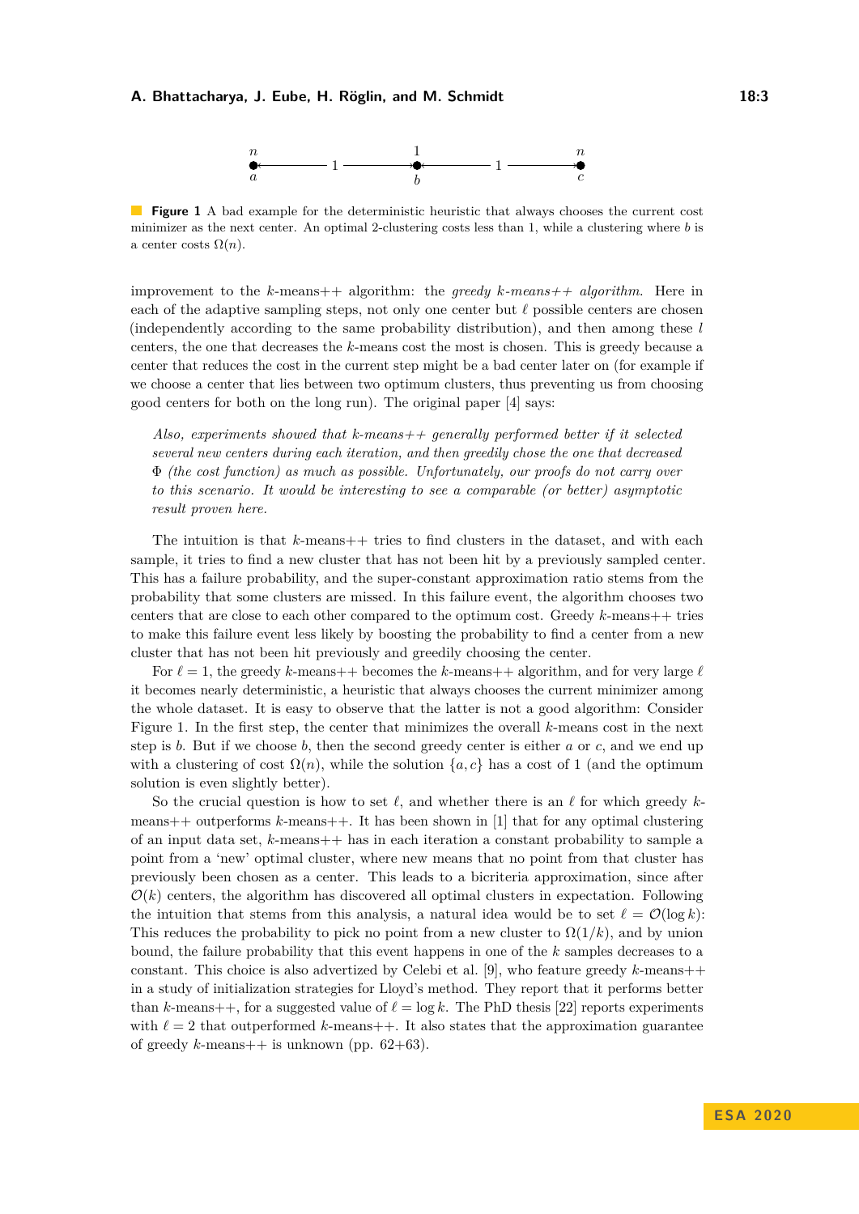**Figure 1** A bad example for the deterministic heuristic that always chooses the current cost minimizer as the next center. An optimal 2-clustering costs less than 1, while a clustering where $b$ is a center costs $\Omega(n)$.

improvement to the $k$-means++ algorithm: the *greedy $k$-means++ algorithm*. Here in each of the adaptive sampling steps, not only one center but $\ell$ possible centers are chosen (independently according to the same probability distribution), and then among these $l$ centers, the one that decreases the $k$-means cost the most is chosen. This is greedy because a center that reduces the cost in the current step might be a bad center later on (for example if we choose a center that lies between two optimum clusters, thus preventing us from choosing good centers for both on the long run). The original paper [4] says:

> *Also, experiments showed that k-means++ generally performed better if it selected several new centers during each iteration, and then greedily chose the one that decreased $\Phi$ (the cost function) as much as possible. Unfortunately, our proofs do not carry over to this scenario. It would be interesting to see a comparable (or better) asymptotic result proven here.*

The intuition is that $k$-means++ tries to find clusters in the dataset, and with each sample, it tries to find a new cluster that has not been hit by a previously sampled center. This has a failure probability, and the super-constant approximation ratio stems from the probability that some clusters are missed. In this failure event, the algorithm chooses two centers that are close to each other compared to the optimum cost. Greedy $k$-means++ tries to make this failure event less likely by boosting the probability to find a center from a new cluster that has not been hit previously and greedily choosing the center.

For $\ell = 1$, the greedy $k$-means++ becomes the $k$-means++ algorithm, and for very large $\ell$ it becomes nearly deterministic, a heuristic that always chooses the current minimizer among the whole dataset. It is easy to observe that the latter is not a good algorithm: Consider Figure 1. In the first step, the center that minimizes the overall $k$-means cost in the next step is $b$. But if we choose $b$, then the second greedy center is either $a$ or $c$, and we end up with a clustering of cost $\Omega(n)$, while the solution $\{a, c\}$ has a cost of 1 (and the optimum solution is even slightly better).

So the crucial question is how to set $\ell$, and whether there is an $\ell$ for which greedy $k$-means++ outperforms $k$-means++. It has been shown in [1] that for any optimal clustering of an input data set, $k$-means++ has in each iteration a constant probability to sample a point from a 'new' optimal cluster, where new means that no point from that cluster has previously been chosen as a center. This leads to a bicriteria approximation, since after $\mathcal{O}(k)$ centers, the algorithm has discovered all optimal clusters in expectation. Following the intuition that stems from this analysis, a natural idea would be to set $\ell = \mathcal{O}(\log k)$: This reduces the probability to pick no point from a new cluster to $\Omega(1/k)$, and by union bound, the failure probability that this event happens in one of the $k$ samples decreases to a constant. This choice is also advertized by Celebi et al. [9], who feature greedy $k$-means++ in a study of initialization strategies for Lloyd's method. They report that it performs better than $k$-means++, for a suggested value of $\ell = \log k$. The PhD thesis [22] reports experiments with $\ell = 2$ that outperformed $k$-means++. It also states that the approximation guarantee of greedy $k$-means++ is unknown (pp. 62+63).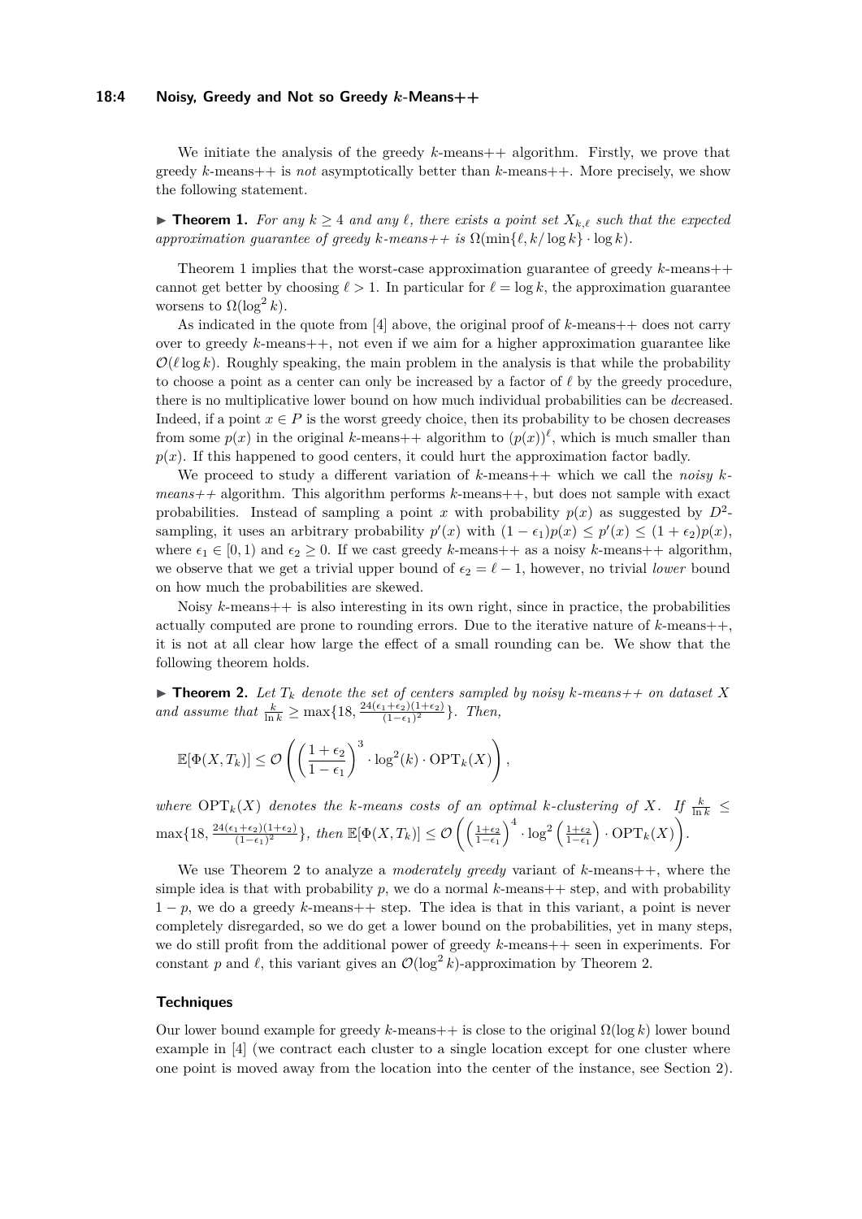We initiate the analysis of the greedy $k$-means++ algorithm. Firstly, we prove that greedy $k$-means++ is *not* asymptotically better than $k$-means++. More precisely, we show the following statement.

▶ **Theorem 1.** *For any $k \geq 4$ and any $\ell$, there exists a point set $X_{k,\ell}$ such that the expected approximation guarantee of greedy $k$-means++ is $\Omega(\min\{\ell, k/\log k\} \cdot \log k)$.*

Theorem 1 implies that the worst-case approximation guarantee of greedy $k$-means++ cannot get better by choosing $\ell > 1$. In particular for $\ell = \log k$, the approximation guarantee worsens to $\Omega(\log^2 k)$.

As indicated in the quote from [4] above, the original proof of $k$-means++ does not carry over to greedy $k$-means++, not even if we aim for a higher approximation guarantee like $\mathcal{O}(\ell \log k)$. Roughly speaking, the main problem in the analysis is that while the probability to choose a point as a center can only be increased by a factor of $\ell$ by the greedy procedure, there is no multiplicative lower bound on how much individual probabilities can be *de*creased. Indeed, if a point $x \in P$ is the worst greedy choice, then its probability to be chosen decreases from some $p(x)$ in the original $k$-means++ algorithm to $(p(x))^\ell$, which is much smaller than $p(x)$. If this happened to good centers, it could hurt the approximation factor badly.

We proceed to study a different variation of $k$-means++ which we call the *noisy $k$-means++* algorithm. This algorithm performs $k$-means++, but does not sample with exact probabilities. Instead of sampling a point $x$ with probability $p(x)$ as suggested by $D^2$-sampling, it uses an arbitrary probability $p'(x)$ with $(1-\epsilon_1)p(x) \leq p'(x) \leq (1+\epsilon_2)p(x)$, where $\epsilon_1 \in [0, 1)$ and $\epsilon_2 \geq 0$. If we cast greedy $k$-means++ as a noisy $k$-means++ algorithm, we observe that we get a trivial upper bound of $\epsilon_2 = \ell - 1$, however, no trivial *lower* bound on how much the probabilities are skewed.

Noisy $k$-means++ is also interesting in its own right, since in practice, the probabilities actually computed are prone to rounding errors. Due to the iterative nature of $k$-means++, it is not at all clear how large the effect of a small rounding can be. We show that the following theorem holds.

▶ **Theorem 2.** *Let $T_k$ denote the set of centers sampled by noisy $k$-means++ on dataset $X$ and assume that $\frac{k}{\ln k} \geq \max\{18, \frac{24(\epsilon_1+\epsilon_2)(1+\epsilon_2)}{(1-\epsilon_1)^2}\}$. Then,*

$$\mathbb{E}[\Phi(X, T_k)] \leq \mathcal{O}\left(\left(\frac{1+\epsilon_2}{1-\epsilon_1}\right)^3 \cdot \log^2(k) \cdot \mathrm{OPT}_k(X)\right),$$

*where $\mathrm{OPT}_k(X)$ denotes the $k$-means costs of an optimal $k$-clustering of $X$. If $\frac{k}{\ln k} \leq \max\{18, \frac{24(\epsilon_1+\epsilon_2)(1+\epsilon_2)}{(1-\epsilon_1)^2}\}$, then $\mathbb{E}[\Phi(X, T_k)] \leq \mathcal{O}\left(\left(\frac{1+\epsilon_2}{1-\epsilon_1}\right)^4 \cdot \log^2\left(\frac{1+\epsilon_2}{1-\epsilon_1}\right) \cdot \mathrm{OPT}_k(X)\right)$.*

We use Theorem 2 to analyze a *moderately greedy* variant of $k$-means++, where the simple idea is that with probability $p$, we do a normal $k$-means++ step, and with probability $1-p$, we do a greedy $k$-means++ step. The idea is that in this variant, a point is never completely disregarded, so we do get a lower bound on the probabilities, yet in many steps, we do still profit from the additional power of greedy $k$-means++ seen in experiments. For constant $p$ and $\ell$, this variant gives an $\mathcal{O}(\log^2 k)$-approximation by Theorem 2.

### Techniques

Our lower bound example for greedy $k$-means++ is close to the original $\Omega(\log k)$ lower bound example in [4] (we contract each cluster to a single location except for one cluster where one point is moved away from the location into the center of the instance, see Section 2).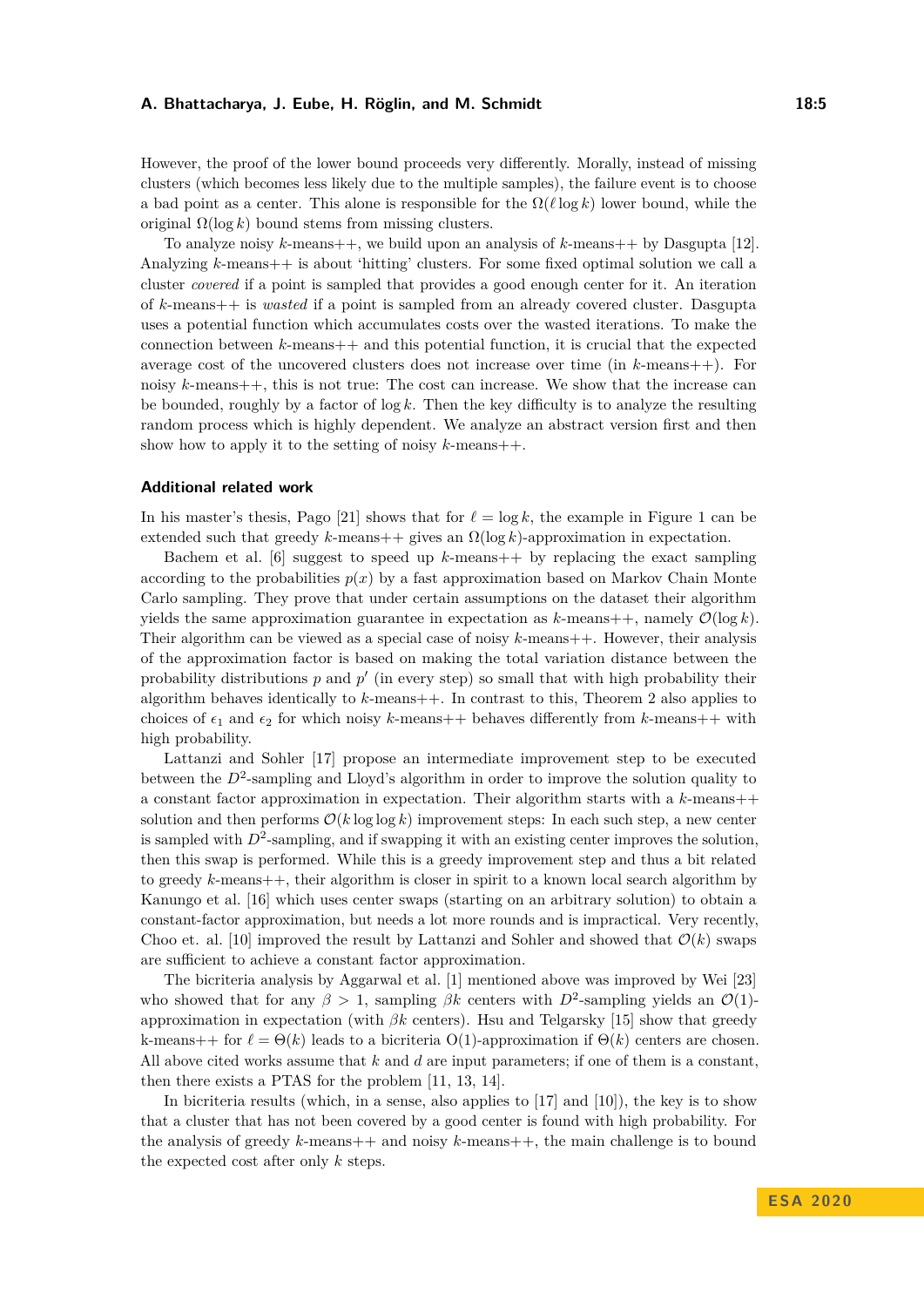However, the proof of the lower bound proceeds very differently. Morally, instead of missing clusters (which becomes less likely due to the multiple samples), the failure event is to choose a bad point as a center. This alone is responsible for the $\Omega(\ell \log k)$ lower bound, while the original $\Omega(\log k)$ bound stems from missing clusters.

To analyze noisy $k$-means++, we build upon an analysis of $k$-means++ by Dasgupta [12]. Analyzing $k$-means++ is about 'hitting' clusters. For some fixed optimal solution we call a cluster *covered* if a point is sampled that provides a good enough center for it. An iteration of $k$-means++ is *wasted* if a point is sampled from an already covered cluster. Dasgupta uses a potential function which accumulates costs over the wasted iterations. To make the connection between $k$-means++ and this potential function, it is crucial that the expected average cost of the uncovered clusters does not increase over time (in $k$-means++). For noisy $k$-means++, this is not true: The cost can increase. We show that the increase can be bounded, roughly by a factor of $\log k$. Then the key difficulty is to analyze the resulting random process which is highly dependent. We analyze an abstract version first and then show how to apply it to the setting of noisy $k$-means++.

### Additional related work

In his master's thesis, Pago [21] shows that for $\ell = \log k$, the example in Figure 1 can be extended such that greedy $k$-means++ gives an $\Omega(\log k)$-approximation in expectation.

Bachem et al. [6] suggest to speed up $k$-means++ by replacing the exact sampling according to the probabilities $p(x)$ by a fast approximation based on Markov Chain Monte Carlo sampling. They prove that under certain assumptions on the dataset their algorithm yields the same approximation guarantee in expectation as $k$-means++, namely $\mathcal{O}(\log k)$. Their algorithm can be viewed as a special case of noisy $k$-means++. However, their analysis of the approximation factor is based on making the total variation distance between the probability distributions $p$ and $p'$ (in every step) so small that with high probability their algorithm behaves identically to $k$-means++. In contrast to this, Theorem 2 also applies to choices of $\epsilon_1$ and $\epsilon_2$ for which noisy $k$-means++ behaves differently from $k$-means++ with high probability.

Lattanzi and Sohler [17] propose an intermediate improvement step to be executed between the $D^2$-sampling and Lloyd's algorithm in order to improve the solution quality to a constant factor approximation in expectation. Their algorithm starts with a $k$-means++ solution and then performs $\mathcal{O}(k \log \log k)$ improvement steps: In each such step, a new center is sampled with $D^2$-sampling, and if swapping it with an existing center improves the solution, then this swap is performed. While this is a greedy improvement step and thus a bit related to greedy $k$-means++, their algorithm is closer in spirit to a known local search algorithm by Kanungo et al. [16] which uses center swaps (starting on an arbitrary solution) to obtain a constant-factor approximation, but needs a lot more rounds and is impractical. Very recently, Choo et. al. [10] improved the result by Lattanzi and Sohler and showed that $\mathcal{O}(k)$ swaps are sufficient to achieve a constant factor approximation.

The bicriteria analysis by Aggarwal et al. [1] mentioned above was improved by Wei [23] who showed that for any $\beta > 1$, sampling $\beta k$ centers with $D^2$-sampling yields an $\mathcal{O}(1)$-approximation in expectation (with $\beta k$ centers). Hsu and Telgarsky [15] show that greedy k-means++ for $\ell = \Theta(k)$ leads to a bicriteria O(1)-approximation if $\Theta(k)$ centers are chosen. All above cited works assume that $k$ and $d$ are input parameters; if one of them is a constant, then there exists a PTAS for the problem [11, 13, 14].

In bicriteria results (which, in a sense, also applies to [17] and [10]), the key is to show that a cluster that has not been covered by a good center is found with high probability. For the analysis of greedy $k$-means++ and noisy $k$-means++, the main challenge is to bound the expected cost after only $k$ steps.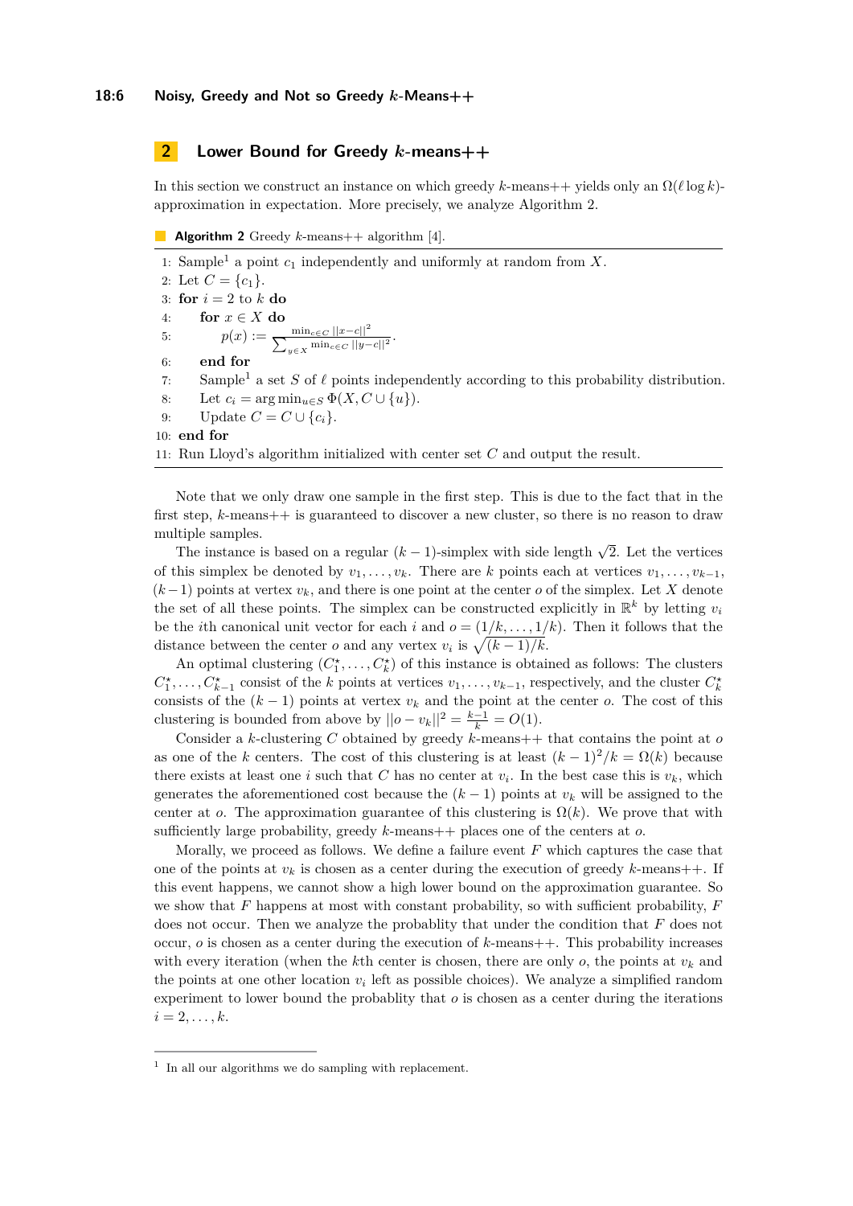## 2 Lower Bound for Greedy $k$-means++

In this section we construct an instance on which greedy $k$-means++ yields only an $\Omega(\ell \log k)$-approximation in expectation. More precisely, we analyze Algorithm 2.

**Algorithm 2** Greedy $k$-means++ algorithm [4].

1: Sample[1] a point $c_1$ independently and uniformly at random from $X$.
2: Let $C = \{c_1\}$.
3: **for** $i = 2$ to $k$ **do**
4: **for** $x \in X$ **do**
5: $p(x) := \frac{\min_{c \in C} ||x-c||^2}{\sum_{y \in X} \min_{c \in C} ||y-c||^2}$.
6: **end for**
7: Sample[1] a set $S$ of $\ell$ points independently according to this probability distribution.
8: Let $c_i = \arg\min_{u \in S} \Phi(X, C \cup \{u\})$.
9: Update $C = C \cup \{c_i\}$.
10: **end for**
11: Run Lloyd's algorithm initialized with center set $C$ and output the result.

Note that we only draw one sample in the first step. This is due to the fact that in the first step, $k$-means++ is guaranteed to discover a new cluster, so there is no reason to draw multiple samples.

The instance is based on a regular $(k-1)$-simplex with side length $\sqrt{2}$. Let the vertices of this simplex be denoted by $v_1, \ldots, v_k$. There are $k$ points each at vertices $v_1, \ldots, v_{k-1}$, $(k-1)$ points at vertex $v_k$, and there is one point at the center $o$ of the simplex. Let $X$ denote the set of all these points. The simplex can be constructed explicitly in $\mathbb{R}^k$ by letting $v_i$ be the $i$th canonical unit vector for each $i$ and $o = (1/k, \ldots, 1/k)$. Then it follows that the distance between the center $o$ and any vertex $v_i$ is $\sqrt{(k-1)/k}$.

An optimal clustering $(C_1^\star, \ldots, C_k^\star)$ of this instance is obtained as follows: The clusters $C_1^\star, \ldots, C_{k-1}^\star$ consist of the $k$ points at vertices $v_1, \ldots, v_{k-1}$, respectively, and the cluster $C_k^\star$ consists of the $(k-1)$ points at vertex $v_k$ and the point at the center $o$. The cost of this clustering is bounded from above by $||o - v_k||^2 = \frac{k-1}{k} = O(1)$.

Consider a $k$-clustering $C$ obtained by greedy $k$-means++ that contains the point at $o$ as one of the $k$ centers. The cost of this clustering is at least $(k-1)^2/k = \Omega(k)$ because there exists at least one $i$ such that $C$ has no center at $v_i$. In the best case this is $v_k$, which generates the aforementioned cost because the $(k-1)$ points at $v_k$ will be assigned to the center at $o$. The approximation guarantee of this clustering is $\Omega(k)$. We prove that with sufficiently large probability, greedy $k$-means++ places one of the centers at $o$.

Morally, we proceed as follows. We define a failure event $F$ which captures the case that one of the points at $v_k$ is chosen as a center during the execution of greedy $k$-means++. If this event happens, we cannot show a high lower bound on the approximation guarantee. So we show that $F$ happens at most with constant probability, so with sufficient probability, $F$ does not occur. Then we analyze the probablity that under the condition that $F$ does not occur, $o$ is chosen as a center during the execution of $k$-means++. This probability increases with every iteration (when the $k$th center is chosen, there are only $o$, the points at $v_k$ and the points at one other location $v_i$ left as possible choices). We analyze a simplified random experiment to lower bound the probablity that $o$ is chosen as a center during the iterations $i = 2, \ldots, k$.

[1] In all our algorithms we do sampling with replacement.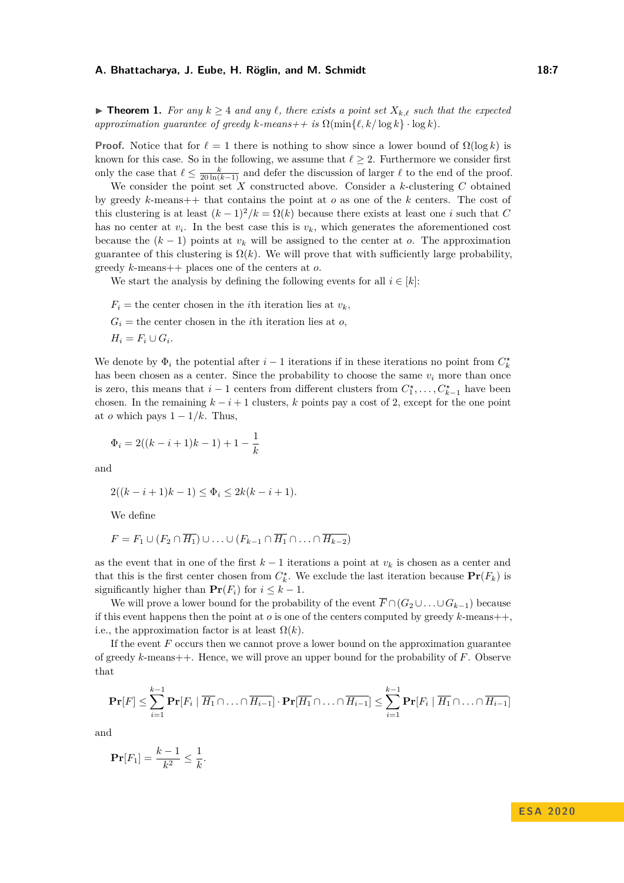▶ **Theorem 1.** *For any $k \geq 4$ and any $\ell$, there exists a point set $X_{k,\ell}$ such that the expected approximation guarantee of greedy k-means++ is $\Omega(\min\{\ell, k/\log k\} \cdot \log k)$.*

**Proof.** Notice that for $\ell = 1$ there is nothing to show since a lower bound of $\Omega(\log k)$ is known for this case. So in the following, we assume that $\ell \geq 2$. Furthermore we consider first only the case that $\ell \leq \frac{k}{20 \ln(k-1)}$ and defer the discussion of larger $\ell$ to the end of the proof.

We consider the point set $X$ constructed above. Consider a $k$-clustering $C$ obtained by greedy $k$-means++ that contains the point at $o$ as one of the $k$ centers. The cost of this clustering is at least $(k-1)^2/k = \Omega(k)$ because there exists at least one $i$ such that $C$ has no center at $v_i$. In the best case this is $v_k$, which generates the aforementioned cost because the $(k-1)$ points at $v_k$ will be assigned to the center at $o$. The approximation guarantee of this clustering is $\Omega(k)$. We will prove that with sufficiently large probability, greedy $k$-means++ places one of the centers at $o$.

We start the analysis by defining the following events for all $i \in [k]$:

$F_i$ = the center chosen in the $i$th iteration lies at $v_k$,

$G_i$ = the center chosen in the $i$th iteration lies at $o$,

$H_i = F_i \cup G_i$.

We denote by $\Phi_i$ the potential after $i-1$ iterations if in these iterations no point from $C_k^\star$ has been chosen as a center. Since the probability to choose the same $v_i$ more than once is zero, this means that $i-1$ centers from different clusters from $C_1^\star, \ldots, C_{k-1}^\star$ have been chosen. In the remaining $k-i+1$ clusters, $k$ points pay a cost of 2, except for the one point at $o$ which pays $1 - 1/k$. Thus,

$$\Phi_i = 2((k-i+1)k-1) + 1 - \frac{1}{k}$$

and

$$2((k-i+1)k-1) \leq \Phi_i \leq 2k(k-i+1).$$

We define

$$F = F_1 \cup (F_2 \cap \overline{H_1}) \cup \ldots \cup (F_{k-1} \cap \overline{H_1} \cap \ldots \cap \overline{H_{k-2}})$$

as the event that in one of the first $k-1$ iterations a point at $v_k$ is chosen as a center and that this is the first center chosen from $C_k^\star$. We exclude the last iteration because $\mathbf{Pr}(F_k)$ is significantly higher than $\mathbf{Pr}(F_i)$ for $i \leq k-1$.

We will prove a lower bound for the probability of the event $\overline{F} \cap (G_2 \cup \ldots \cup G_{k-1})$ because if this event happens then the point at $o$ is one of the centers computed by greedy $k$-means++, i.e., the approximation factor is at least $\Omega(k)$.

If the event $F$ occurs then we cannot prove a lower bound on the approximation guarantee of greedy $k$-means++. Hence, we will prove an upper bound for the probability of $F$. Observe that

$$\mathbf{Pr}[F] \leq \sum_{i=1}^{k-1} \mathbf{Pr}[F_i \mid \overline{H_1} \cap \ldots \cap \overline{H_{i-1}}] \cdot \mathbf{Pr}[\overline{H_1} \cap \ldots \cap \overline{H_{i-1}}] \leq \sum_{i=1}^{k-1} \mathbf{Pr}[F_i \mid \overline{H_1} \cap \ldots \cap \overline{H_{i-1}}]$$

and

$$\mathbf{Pr}[F_1] = \frac{k-1}{k^2} \leq \frac{1}{k}.$$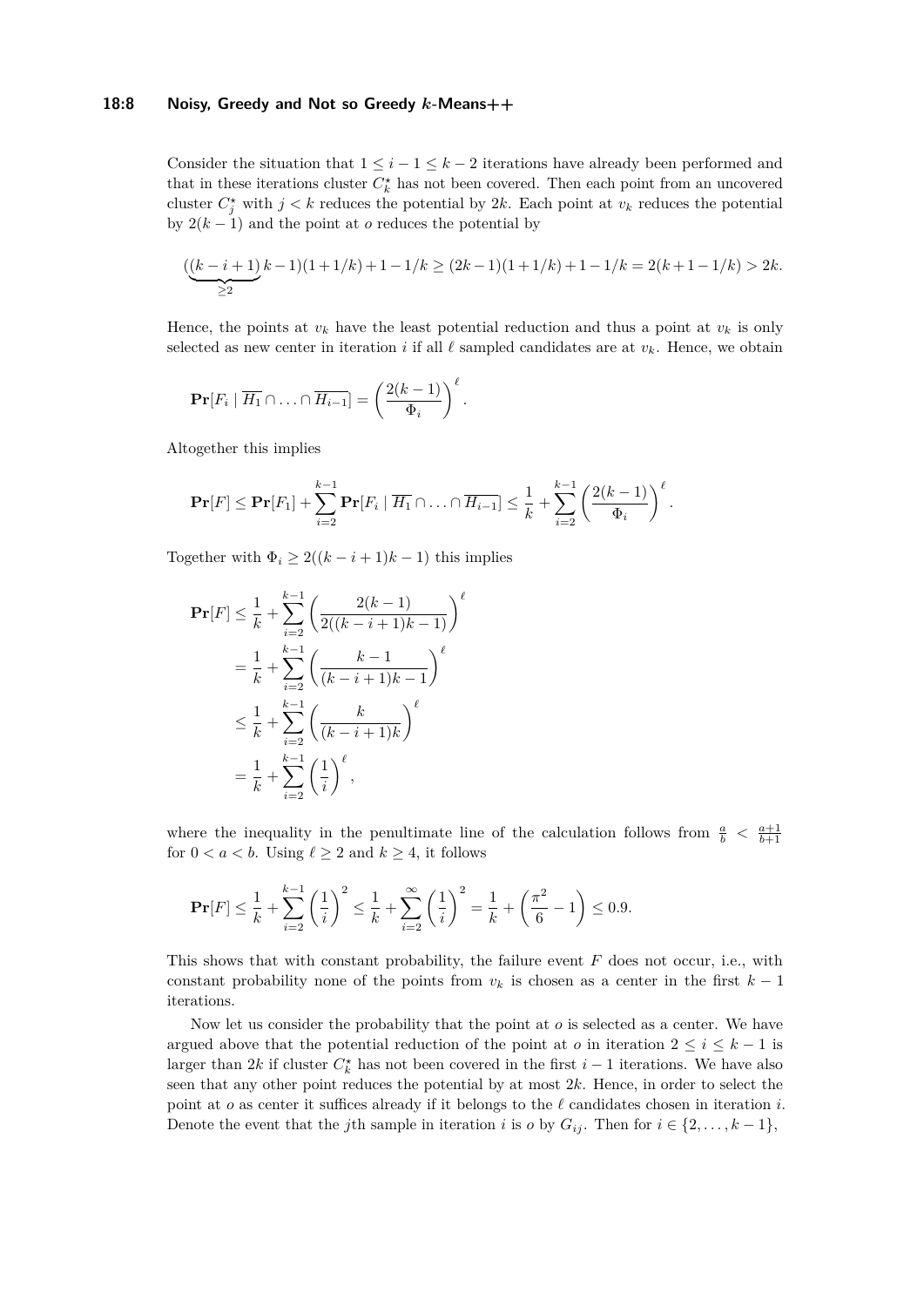Consider the situation that $1 \leq i-1 \leq k-2$ iterations have already been performed and that in these iterations cluster $C_k^\star$ has not been covered. Then each point from an uncovered cluster $C_j^\star$ with $j < k$ reduces the potential by $2k$. Each point at $v_k$ reduces the potential by $2(k-1)$ and the point at $o$ reduces the potential by

$$(\underbrace{(k-i+1)}_{\geq 2}k-1)(1+1/k)+1-1/k \geq (2k-1)(1+1/k)+1-1/k = 2(k+1-1/k) > 2k.$$

Hence, the points at $v_k$ have the least potential reduction and thus a point at $v_k$ is only selected as new center in iteration $i$ if all $\ell$ sampled candidates are at $v_k$. Hence, we obtain

$$\mathbf{Pr}[F_i \mid \overline{H_1} \cap \ldots \cap \overline{H_{i-1}}] = \left(\frac{2(k-1)}{\Phi_i}\right)^\ell.$$

Altogether this implies

$$\mathbf{Pr}[F] \leq \mathbf{Pr}[F_1] + \sum_{i=2}^{k-1} \mathbf{Pr}[F_i \mid \overline{H_1} \cap \ldots \cap \overline{H_{i-1}}] \leq \frac{1}{k} + \sum_{i=2}^{k-1} \left(\frac{2(k-1)}{\Phi_i}\right)^\ell.$$

Together with $\Phi_i \geq 2((k-i+1)k-1)$ this implies

$$\begin{aligned}
\mathbf{Pr}[F] &\leq \frac{1}{k} + \sum_{i=2}^{k-1} \left(\frac{2(k-1)}{2((k-i+1)k-1)}\right)^\ell \\
&= \frac{1}{k} + \sum_{i=2}^{k-1} \left(\frac{k-1}{(k-i+1)k-1}\right)^\ell \\
&\leq \frac{1}{k} + \sum_{i=2}^{k-1} \left(\frac{k}{(k-i+1)k}\right)^\ell \\
&= \frac{1}{k} + \sum_{i=2}^{k-1} \left(\frac{1}{i}\right)^\ell,
\end{aligned}$$

where the inequality in the penultimate line of the calculation follows from $\frac{a}{b} < \frac{a+1}{b+1}$ for $0 < a < b$. Using $\ell \geq 2$ and $k \geq 4$, it follows

$$\mathbf{Pr}[F] \leq \frac{1}{k} + \sum_{i=2}^{k-1} \left(\frac{1}{i}\right)^2 \leq \frac{1}{k} + \sum_{i=2}^{\infty} \left(\frac{1}{i}\right)^2 = \frac{1}{k} + \left(\frac{\pi^2}{6} - 1\right) \leq 0.9.$$

This shows that with constant probability, the failure event $F$ does not occur, i.e., with constant probability none of the points from $v_k$ is chosen as a center in the first $k-1$ iterations.

Now let us consider the probability that the point at $o$ is selected as a center. We have argued above that the potential reduction of the point at $o$ in iteration $2 \leq i \leq k-1$ is larger than $2k$ if cluster $C_k^\star$ has not been covered in the first $i-1$ iterations. We have also seen that any other point reduces the potential by at most $2k$. Hence, in order to select the point at $o$ as center it suffices already if it belongs to the $\ell$ candidates chosen in iteration $i$. Denote the event that the $j$th sample in iteration $i$ is $o$ by $G_{ij}$. Then for $i \in \{2, \ldots, k-1\}$,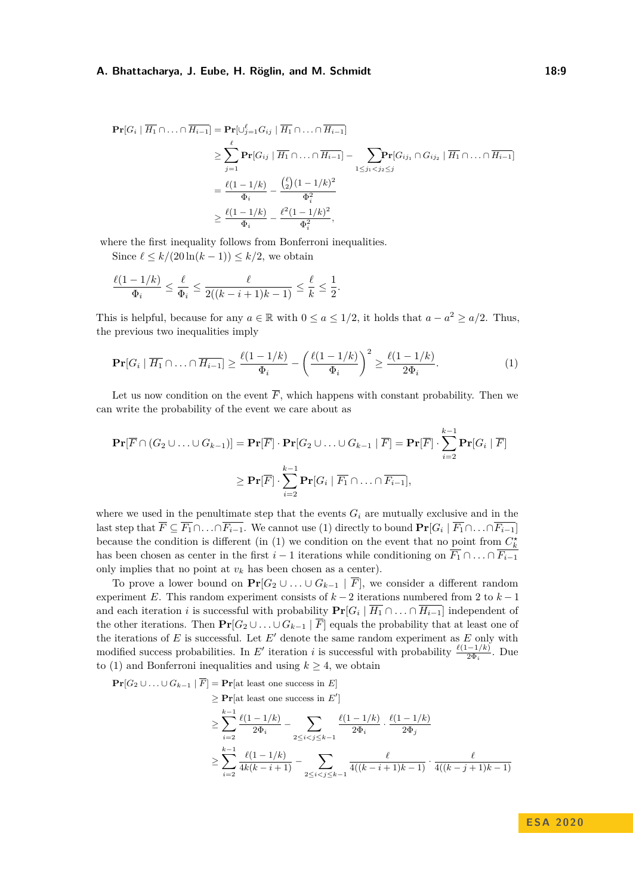$$
\begin{aligned}
\mathbf{Pr}[G_i \mid \overline{H_1} \cap \ldots \cap \overline{H_{i-1}}] &= \mathbf{Pr}[\cup_{j=1}^{\ell} G_{ij} \mid \overline{H_1} \cap \ldots \cap \overline{H_{i-1}}] \\
&\geq \sum_{j=1}^{\ell} \mathbf{Pr}[G_{ij} \mid \overline{H_1} \cap \ldots \cap \overline{H_{i-1}}] - \sum_{1 \leq j_1 < j_2 \leq j} \mathbf{Pr}[G_{ij_1} \cap G_{ij_2} \mid \overline{H_1} \cap \ldots \cap \overline{H_{i-1}}] \\
&= \frac{\ell(1-1/k)}{\Phi_i} - \frac{\binom{\ell}{2}(1-1/k)^2}{\Phi_i^2} \\
&\geq \frac{\ell(1-1/k)}{\Phi_i} - \frac{\ell^2(1-1/k)^2}{\Phi_i^2},
\end{aligned}
$$

where the first inequality follows from Bonferroni inequalities.

Since $\ell \leq k/(20\ln(k-1)) \leq k/2$, we obtain

$$
\frac{\ell(1-1/k)}{\Phi_i} \leq \frac{\ell}{\Phi_i} \leq \frac{\ell}{2((k-i+1)k-1)} \leq \frac{\ell}{k} \leq \frac{1}{2}.
$$

This is helpful, because for any $a \in \mathbb{R}$ with $0 \leq a \leq 1/2$, it holds that $a - a^2 \geq a/2$. Thus, the previous two inequalities imply

$$
\mathbf{Pr}[G_i \mid \overline{H_1} \cap \ldots \cap \overline{H_{i-1}}] \geq \frac{\ell(1-1/k)}{\Phi_i} - \left(\frac{\ell(1-1/k)}{\Phi_i}\right)^2 \geq \frac{\ell(1-1/k)}{2\Phi_i}. \tag{1}
$$

Let us now condition on the event $\overline{F}$, which happens with constant probability. Then we can write the probability of the event we care about as

$$
\begin{aligned}
\mathbf{Pr}[\overline{F} \cap (G_2 \cup \ldots \cup G_{k-1})] &= \mathbf{Pr}[\overline{F}] \cdot \mathbf{Pr}[G_2 \cup \ldots \cup G_{k-1} \mid \overline{F}] = \mathbf{Pr}[\overline{F}] \cdot \sum_{i=2}^{k-1} \mathbf{Pr}[G_i \mid \overline{F}] \\
&\geq \mathbf{Pr}[\overline{F}] \cdot \sum_{i=2}^{k-1} \mathbf{Pr}[G_i \mid \overline{F_1} \cap \ldots \cap \overline{F_{i-1}}],
\end{aligned}
$$

where we used in the penultimate step that the events $G_i$ are mutually exclusive and in the last step that $\overline{F} \subseteq \overline{F_1} \cap \ldots \cap \overline{F_{i-1}}$. We cannot use (1) directly to bound $\mathbf{Pr}[G_i \mid \overline{F_1} \cap \ldots \cap \overline{F_{i-1}}]$ because the condition is different (in (1) we condition on the event that no point from $C_k^\star$ has been chosen as center in the first $i-1$ iterations while conditioning on $\overline{F_1} \cap \ldots \cap \overline{F_{i-1}}$ only implies that no point at $v_k$ has been chosen as a center).

To prove a lower bound on $\mathbf{Pr}[G_2 \cup \ldots \cup G_{k-1} \mid \overline{F}]$, we consider a different random experiment $E$. This random experiment consists of $k-2$ iterations numbered from 2 to $k-1$ and each iteration $i$ is successful with probability $\mathbf{Pr}[G_i \mid \overline{H_1} \cap \ldots \cap \overline{H_{i-1}}]$ independent of the other iterations. Then $\mathbf{Pr}[G_2 \cup \ldots \cup G_{k-1} \mid \overline{F}]$ equals the probability that at least one of the iterations of $E$ is successful. Let $E'$ denote the same random experiment as $E$ only with modified success probabilities. In $E'$ iteration $i$ is successful with probability $\frac{\ell(1-1/k)}{2\Phi_i}$. Due to (1) and Bonferroni inequalities and using $k \geq 4$, we obtain

$$
\begin{aligned}
\mathbf{Pr}[G_2 \cup \ldots \cup G_{k-1} \mid \overline{F}] &= \mathbf{Pr}[\text{at least one success in } E] \\
&\geq \mathbf{Pr}[\text{at least one success in } E'] \\
&\geq \sum_{i=2}^{k-1} \frac{\ell(1-1/k)}{2\Phi_i} - \sum_{2 \leq i < j \leq k-1} \frac{\ell(1-1/k)}{2\Phi_i} \cdot \frac{\ell(1-1/k)}{2\Phi_j} \\
&\geq \sum_{i=2}^{k-1} \frac{\ell(1-1/k)}{4k(k-i+1)} - \sum_{2 \leq i < j \leq k-1} \frac{\ell}{4((k-i+1)k-1)} \cdot \frac{\ell}{4((k-j+1)k-1)}
\end{aligned}
$$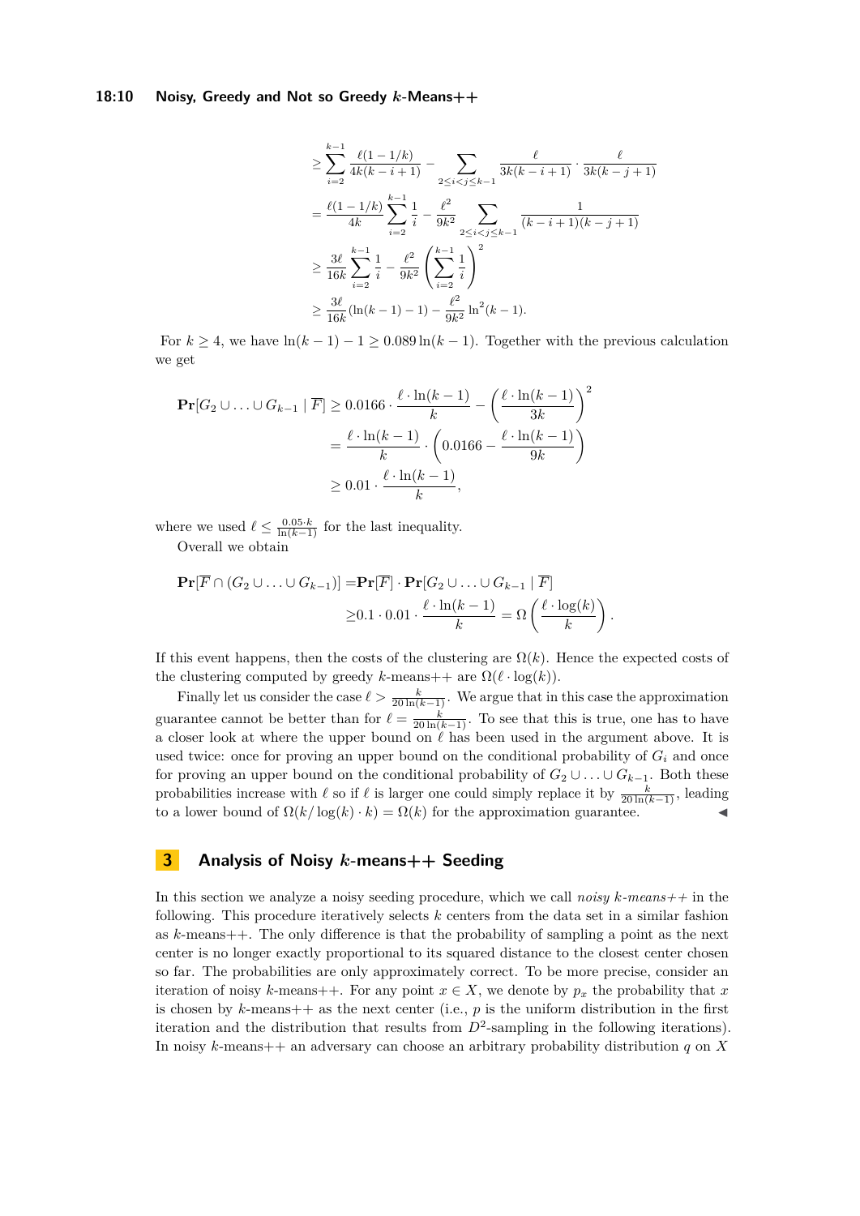$$
\begin{aligned}
&\geq \sum_{i=2}^{k-1} \frac{\ell(1-1/k)}{4k(k-i+1)} - \sum_{2\leq i<j\leq k-1} \frac{\ell}{3k(k-i+1)} \cdot \frac{\ell}{3k(k-j+1)} \\
&= \frac{\ell(1-1/k)}{4k} \sum_{i=2}^{k-1} \frac{1}{i} - \frac{\ell^2}{9k^2} \sum_{2\leq i<j\leq k-1} \frac{1}{(k-i+1)(k-j+1)} \\
&\geq \frac{3\ell}{16k} \sum_{i=2}^{k-1} \frac{1}{i} - \frac{\ell^2}{9k^2} \left( \sum_{i=2}^{k-1} \frac{1}{i} \right)^2 \\
&\geq \frac{3\ell}{16k} (\ln(k-1) - 1) - \frac{\ell^2}{9k^2} \ln^2(k-1).
\end{aligned}
$$

For $k \geq 4$, we have $\ln(k-1) - 1 \geq 0.089 \ln(k-1)$. Together with the previous calculation we get

$$
\begin{aligned}
\mathbf{Pr}[G_2 \cup \ldots \cup G_{k-1} \mid \overline{F}] &\geq 0.0166 \cdot \frac{\ell \cdot \ln(k-1)}{k} - \left( \frac{\ell \cdot \ln(k-1)}{3k} \right)^2 \\
&= \frac{\ell \cdot \ln(k-1)}{k} \cdot \left( 0.0166 - \frac{\ell \cdot \ln(k-1)}{9k} \right) \\
&\geq 0.01 \cdot \frac{\ell \cdot \ln(k-1)}{k},
\end{aligned}
$$

where we used $\ell \leq \frac{0.05 \cdot k}{\ln(k-1)}$ for the last inequality.

Overall we obtain

$$
\begin{aligned}
\mathbf{Pr}[\overline{F} \cap (G_2 \cup \ldots \cup G_{k-1})] &= \mathbf{Pr}[\overline{F}] \cdot \mathbf{Pr}[G_2 \cup \ldots \cup G_{k-1} \mid \overline{F}] \\
&\geq 0.1 \cdot 0.01 \cdot \frac{\ell \cdot \ln(k-1)}{k} = \Omega\left( \frac{\ell \cdot \log(k)}{k} \right).
\end{aligned}
$$

If this event happens, then the costs of the clustering are $\Omega(k)$. Hence the expected costs of the clustering computed by greedy $k$-means++ are $\Omega(\ell \cdot \log(k))$.

Finally let us consider the case $\ell > \frac{k}{20 \ln(k-1)}$. We argue that in this case the approximation guarantee cannot be better than for $\ell = \frac{k}{20 \ln(k-1)}$. To see that this is true, one has to have a closer look at where the upper bound on $\ell$ has been used in the argument above. It is used twice: once for proving an upper bound on the conditional probability of $G_i$ and once for proving an upper bound on the conditional probability of $G_2 \cup \ldots \cup G_{k-1}$. Both these probabilities increase with $\ell$ so if $\ell$ is larger one could simply replace it by $\frac{k}{20 \ln(k-1)}$, leading to a lower bound of $\Omega(k/\log(k) \cdot k) = \Omega(k)$ for the approximation guarantee. ◀

## 3 Analysis of Noisy $k$-means++ Seeding

In this section we analyze a noisy seeding procedure, which we call *noisy $k$-means++* in the following. This procedure iteratively selects $k$ centers from the data set in a similar fashion as $k$-means++. The only difference is that the probability of sampling a point as the next center is no longer exactly proportional to its squared distance to the closest center chosen so far. The probabilities are only approximately correct. To be more precise, consider an iteration of noisy $k$-means++. For any point $x \in X$, we denote by $p_x$ the probability that $x$ is chosen by $k$-means++ as the next center (i.e., $p$ is the uniform distribution in the first iteration and the distribution that results from $D^2$-sampling in the following iterations). In noisy $k$-means++ an adversary can choose an arbitrary probability distribution $q$ on $X$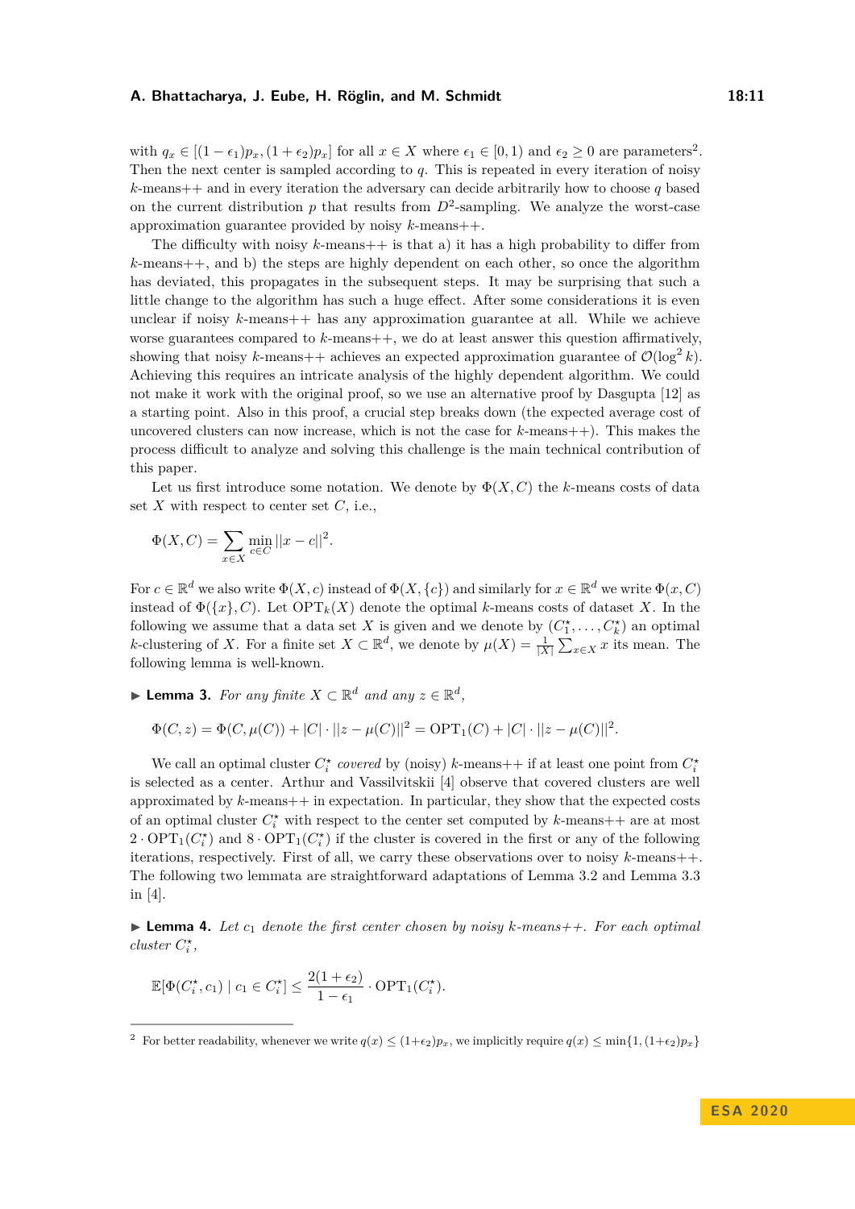with $q_x \in [(1-\epsilon_1)p_x, (1+\epsilon_2)p_x]$ for all $x \in X$ where $\epsilon_1 \in [0,1)$ and $\epsilon_2 \geq 0$ are parameters[2]. Then the next center is sampled according to $q$. This is repeated in every iteration of noisy $k$-means++ and in every iteration the adversary can decide arbitrarily how to choose $q$ based on the current distribution $p$ that results from $D^2$-sampling. We analyze the worst-case approximation guarantee provided by noisy $k$-means++.

The difficulty with noisy $k$-means++ is that a) it has a high probability to differ from $k$-means++, and b) the steps are highly dependent on each other, so once the algorithm has deviated, this propagates in the subsequent steps. It may be surprising that such a little change to the algorithm has such a huge effect. After some considerations it is even unclear if noisy $k$-means++ has any approximation guarantee at all. While we achieve worse guarantees compared to $k$-means++, we do at least answer this question affirmatively, showing that noisy $k$-means++ achieves an expected approximation guarantee of $\mathcal{O}(\log^2 k)$. Achieving this requires an intricate analysis of the highly dependent algorithm. We could not make it work with the original proof, so we use an alternative proof by Dasgupta [12] as a starting point. Also in this proof, a crucial step breaks down (the expected average cost of uncovered clusters can now increase, which is not the case for $k$-means++). This makes the process difficult to analyze and solving this challenge is the main technical contribution of this paper.

Let us first introduce some notation. We denote by $\Phi(X, C)$ the $k$-means costs of data set $X$ with respect to center set $C$, i.e.,

$$\Phi(X, C) = \sum_{x \in X} \min_{c \in C} ||x - c||^2.$$

For $c \in \mathbb{R}^d$ we also write $\Phi(X, c)$ instead of $\Phi(X, \{c\})$ and similarly for $x \in \mathbb{R}^d$ we write $\Phi(x, C)$ instead of $\Phi(\{x\}, C)$. Let $\mathrm{OPT}_k(X)$ denote the optimal $k$-means costs of dataset $X$. In the following we assume that a data set $X$ is given and we denote by $(C_1^\star, \ldots, C_k^\star)$ an optimal $k$-clustering of $X$. For a finite set $X \subset \mathbb{R}^d$, we denote by $\mu(X) = \frac{1}{|X|}\sum_{x \in X} x$ its mean. The following lemma is well-known.

▶ **Lemma 3.** *For any finite $X \subset \mathbb{R}^d$ and any $z \in \mathbb{R}^d$,*

$$\Phi(C, z) = \Phi(C, \mu(C)) + |C| \cdot ||z - \mu(C)||^2 = \mathrm{OPT}_1(C) + |C| \cdot ||z - \mu(C)||^2.$$

We call an optimal cluster $C_i^\star$ *covered* by (noisy) $k$-means++ if at least one point from $C_i^\star$ is selected as a center. Arthur and Vassilvitskii [4] observe that covered clusters are well approximated by $k$-means++ in expectation. In particular, they show that the expected costs of an optimal cluster $C_i^\star$ with respect to the center set computed by $k$-means++ are at most $2 \cdot \mathrm{OPT}_1(C_i^\star)$ and $8 \cdot \mathrm{OPT}_1(C_i^\star)$ if the cluster is covered in the first or any of the following iterations, respectively. First of all, we carry these observations over to noisy $k$-means++. The following two lemmata are straightforward adaptations of Lemma 3.2 and Lemma 3.3 in [4].

▶ **Lemma 4.** *Let $c_1$ denote the first center chosen by noisy $k$-means++. For each optimal cluster $C_i^\star$,*

$$\mathbb{E}[\Phi(C_i^\star, c_1) \mid c_1 \in C_i^\star] \leq \frac{2(1+\epsilon_2)}{1-\epsilon_1} \cdot \mathrm{OPT}_1(C_i^\star).$$

---

[2] For better readability, whenever we write $q(x) \leq (1+\epsilon_2)p_x$, we implicitly require $q(x) \leq \min\{1, (1+\epsilon_2)p_x\}$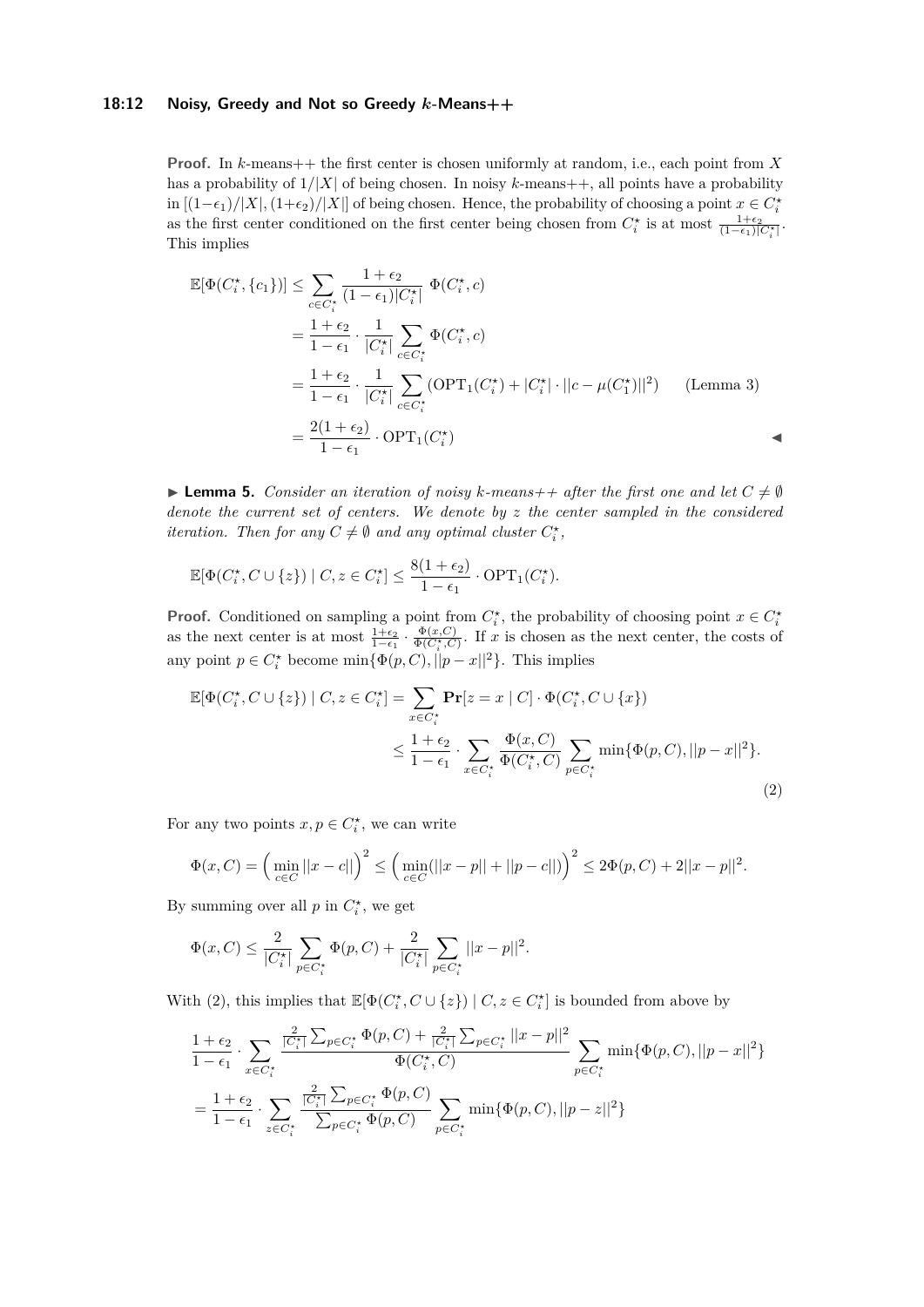**Proof.** In $k$-means++ the first center is chosen uniformly at random, i.e., each point from $X$ has a probability of $1/|X|$ of being chosen. In noisy $k$-means++, all points have a probability in $[(1-\epsilon_1)/|X|, (1+\epsilon_2)/|X|]$ of being chosen. Hence, the probability of choosing a point $x \in C_i^\star$ as the first center conditioned on the first center being chosen from $C_i^\star$ is at most $\frac{1+\epsilon_2}{(1-\epsilon_1)|C_i^\star|}$. This implies

$$
\begin{aligned}
\mathbb{E}[\Phi(C_i^\star, \{c_1\})] &\leq \sum_{c \in C_i^\star} \frac{1+\epsilon_2}{(1-\epsilon_1)|C_i^\star|} \, \Phi(C_i^\star, c) \\
&= \frac{1+\epsilon_2}{1-\epsilon_1} \cdot \frac{1}{|C_i^\star|} \sum_{c \in C_i^\star} \Phi(C_i^\star, c) \\
&= \frac{1+\epsilon_2}{1-\epsilon_1} \cdot \frac{1}{|C_i^\star|} \sum_{c \in C_i^\star} (\mathrm{OPT}_1(C_i^\star) + |C_i^\star| \cdot ||c - \mu(C_1^\star)||^2) \qquad \text{(Lemma 3)} \\
&= \frac{2(1+\epsilon_2)}{1-\epsilon_1} \cdot \mathrm{OPT}_1(C_i^\star)
\end{aligned}
$$

◀

▶ **Lemma 5.** *Consider an iteration of noisy $k$-means++ after the first one and let $C \neq \emptyset$ denote the current set of centers. We denote by $z$ the center sampled in the considered iteration. Then for any $C \neq \emptyset$ and any optimal cluster $C_i^\star$,*

$$
\mathbb{E}[\Phi(C_i^\star, C \cup \{z\}) \mid C, z \in C_i^\star] \leq \frac{8(1+\epsilon_2)}{1-\epsilon_1} \cdot \mathrm{OPT}_1(C_i^\star).
$$

**Proof.** Conditioned on sampling a point from $C_i^\star$, the probability of choosing point $x \in C_i^\star$ as the next center is at most $\frac{1+\epsilon_2}{1-\epsilon_1} \cdot \frac{\Phi(x,C)}{\Phi(C_i^\star,C)}$. If $x$ is chosen as the next center, the costs of any point $p \in C_i^\star$ become $\min\{\Phi(p,C), ||p-x||^2\}$. This implies

$$
\begin{aligned}
\mathbb{E}[\Phi(C_i^\star, C \cup \{z\}) \mid C, z \in C_i^\star] &= \sum_{x \in C_i^\star} \mathbf{Pr}[z = x \mid C] \cdot \Phi(C_i^\star, C \cup \{x\}) \\
&\leq \frac{1+\epsilon_2}{1-\epsilon_1} \cdot \sum_{x \in C_i^\star} \frac{\Phi(x,C)}{\Phi(C_i^\star, C)} \sum_{p \in C_i^\star} \min\{\Phi(p,C), ||p-x||^2\}.
\end{aligned} \tag{2}
$$

For any two points $x, p \in C_i^\star$, we can write

$$
\Phi(x, C) = \left(\min_{c \in C} ||x - c||\right)^2 \leq \left(\min_{c \in C}(||x-p|| + ||p-c||)\right)^2 \leq 2\Phi(p,C) + 2||x-p||^2.
$$

By summing over all $p$ in $C_i^\star$, we get

$$
\Phi(x,C) \leq \frac{2}{|C_i^\star|} \sum_{p \in C_i^\star} \Phi(p,C) + \frac{2}{|C_i^\star|} \sum_{p \in C_i^\star} ||x-p||^2.
$$

With (2), this implies that $\mathbb{E}[\Phi(C_i^\star, C \cup \{z\}) \mid C, z \in C_i^\star]$ is bounded from above by

$$
\begin{aligned}
&\frac{1+\epsilon_2}{1-\epsilon_1} \cdot \sum_{x \in C_i^\star} \frac{\frac{2}{|C_i^\star|} \sum_{p \in C_i^\star} \Phi(p,C) + \frac{2}{|C_i^\star|} \sum_{p \in C_i^\star} ||x-p||^2}{\Phi(C_i^\star, C)} \sum_{p \in C_i^\star} \min\{\Phi(p,C), ||p-x||^2\} \\
&= \frac{1+\epsilon_2}{1-\epsilon_1} \cdot \sum_{z \in C_i^\star} \frac{\frac{2}{|C_i^\star|} \sum_{p \in C_i^\star} \Phi(p,C)}{\sum_{p \in C_i^\star} \Phi(p,C)} \sum_{p \in C_i^\star} \min\{\Phi(p,C), ||p-z||^2\}
\end{aligned}
$$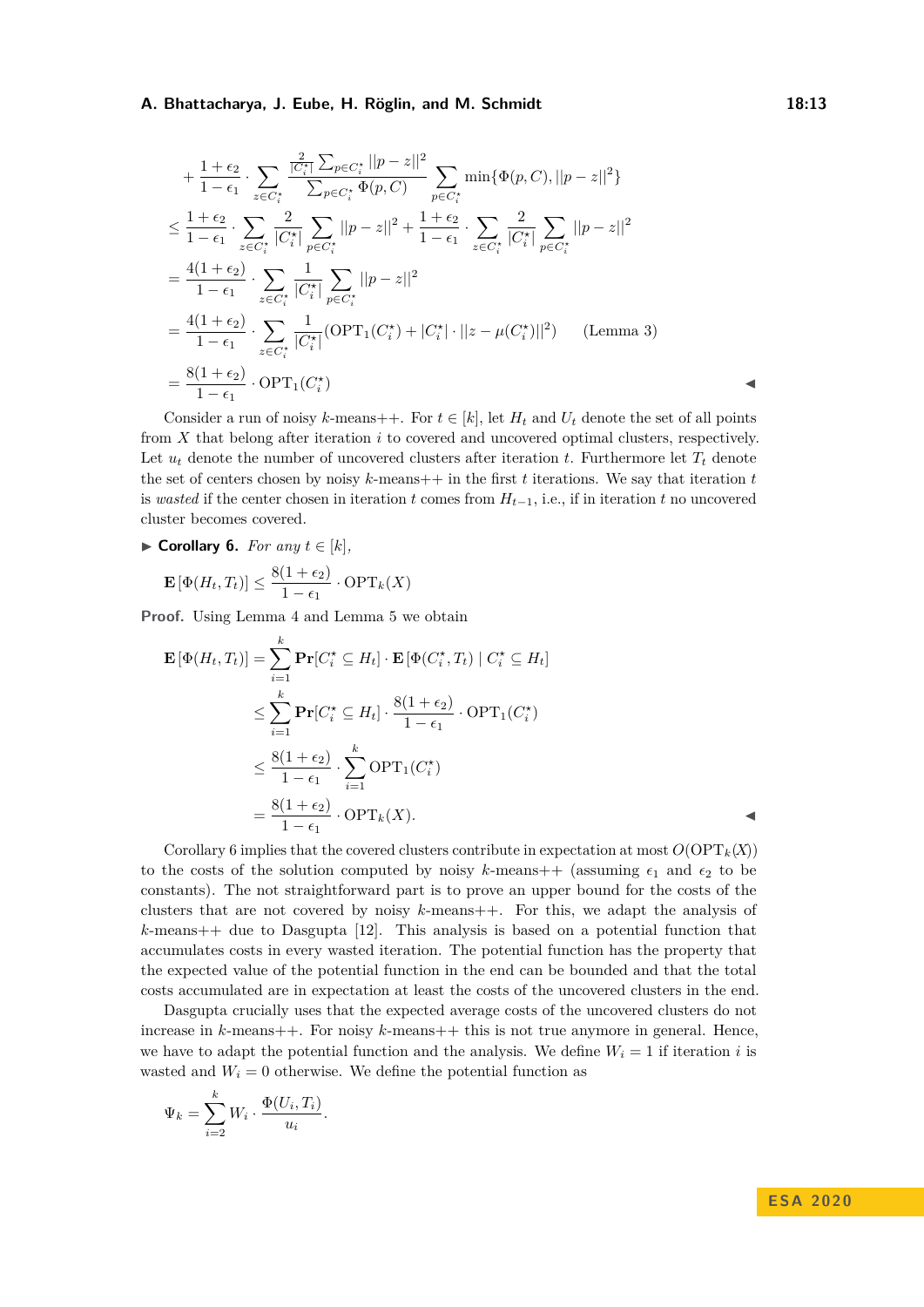$$
\begin{aligned}
&+ \frac{1+\epsilon_2}{1-\epsilon_1} \cdot \sum_{z \in C_i^\star} \frac{\frac{2}{|C_i^\star|}\sum_{p \in C_i^\star} ||p-z||^2}{\sum_{p \in C_i^\star} \Phi(p,C)} \sum_{p \in C_i^\star} \min\{\Phi(p,C), ||p-z||^2\} \\
&\leq \frac{1+\epsilon_2}{1-\epsilon_1} \cdot \sum_{z \in C_i^\star} \frac{2}{|C_i^\star|} \sum_{p \in C_i^\star} ||p-z||^2 + \frac{1+\epsilon_2}{1-\epsilon_1} \cdot \sum_{z \in C_i^\star} \frac{2}{|C_i^\star|} \sum_{p \in C_i^\star} ||p-z||^2 \\
&= \frac{4(1+\epsilon_2)}{1-\epsilon_1} \cdot \sum_{z \in C_i^\star} \frac{1}{|C_i^\star|} \sum_{p \in C_i^\star} ||p-z||^2 \\
&= \frac{4(1+\epsilon_2)}{1-\epsilon_1} \cdot \sum_{z \in C_i^\star} \frac{1}{|C_i^\star|} (\mathrm{OPT}_1(C_i^\star) + |C_i^\star| \cdot ||z-\mu(C_i^\star)||^2) \qquad \text{(Lemma 3)} \\
&= \frac{8(1+\epsilon_2)}{1-\epsilon_1} \cdot \mathrm{OPT}_1(C_i^\star)
\end{aligned}
$$

◀

Consider a run of noisy $k$-means++. For $t \in [k]$, let $H_t$ and $U_t$ denote the set of all points from $X$ that belong after iteration $i$ to covered and uncovered optimal clusters, respectively. Let $u_t$ denote the number of uncovered clusters after iteration $t$. Furthermore let $T_t$ denote the set of centers chosen by noisy $k$-means++ in the first $t$ iterations. We say that iteration $t$ is *wasted* if the center chosen in iteration $t$ comes from $H_{t-1}$, i.e., if in iteration $t$ no uncovered cluster becomes covered.

▶ **Corollary 6.** *For any $t \in [k]$,*

$$
\mathbf{E}[\Phi(H_t, T_t)] \leq \frac{8(1+\epsilon_2)}{1-\epsilon_1} \cdot \mathrm{OPT}_k(X)
$$

**Proof.** Using Lemma 4 and Lemma 5 we obtain

$$
\begin{aligned}
\mathbf{E}[\Phi(H_t, T_t)] &= \sum_{i=1}^{k} \mathbf{Pr}[C_i^\star \subseteq H_t] \cdot \mathbf{E}[\Phi(C_i^\star, T_t) \mid C_i^\star \subseteq H_t] \\
&\leq \sum_{i=1}^{k} \mathbf{Pr}[C_i^\star \subseteq H_t] \cdot \frac{8(1+\epsilon_2)}{1-\epsilon_1} \cdot \mathrm{OPT}_1(C_i^\star) \\
&\leq \frac{8(1+\epsilon_2)}{1-\epsilon_1} \cdot \sum_{i=1}^{k} \mathrm{OPT}_1(C_i^\star) \\
&= \frac{8(1+\epsilon_2)}{1-\epsilon_1} \cdot \mathrm{OPT}_k(X).
\end{aligned}
$$

◀

Corollary 6 implies that the covered clusters contribute in expectation at most $O(\mathrm{OPT}_k(X))$ to the costs of the solution computed by noisy $k$-means++ (assuming $\epsilon_1$ and $\epsilon_2$ to be constants). The not straightforward part is to prove an upper bound for the costs of the clusters that are not covered by noisy $k$-means++. For this, we adapt the analysis of $k$-means++ due to Dasgupta [12]. This analysis is based on a potential function that accumulates costs in every wasted iteration. The potential function has the property that the expected value of the potential function in the end can be bounded and that the total costs accumulated are in expectation at least the costs of the uncovered clusters in the end.

Dasgupta crucially uses that the expected average costs of the uncovered clusters do not increase in $k$-means++. For noisy $k$-means++ this is not true anymore in general. Hence, we have to adapt the potential function and the analysis. We define $W_i = 1$ if iteration $i$ is wasted and $W_i = 0$ otherwise. We define the potential function as

$$
\Psi_k = \sum_{i=2}^{k} W_i \cdot \frac{\Phi(U_i, T_i)}{u_i}.
$$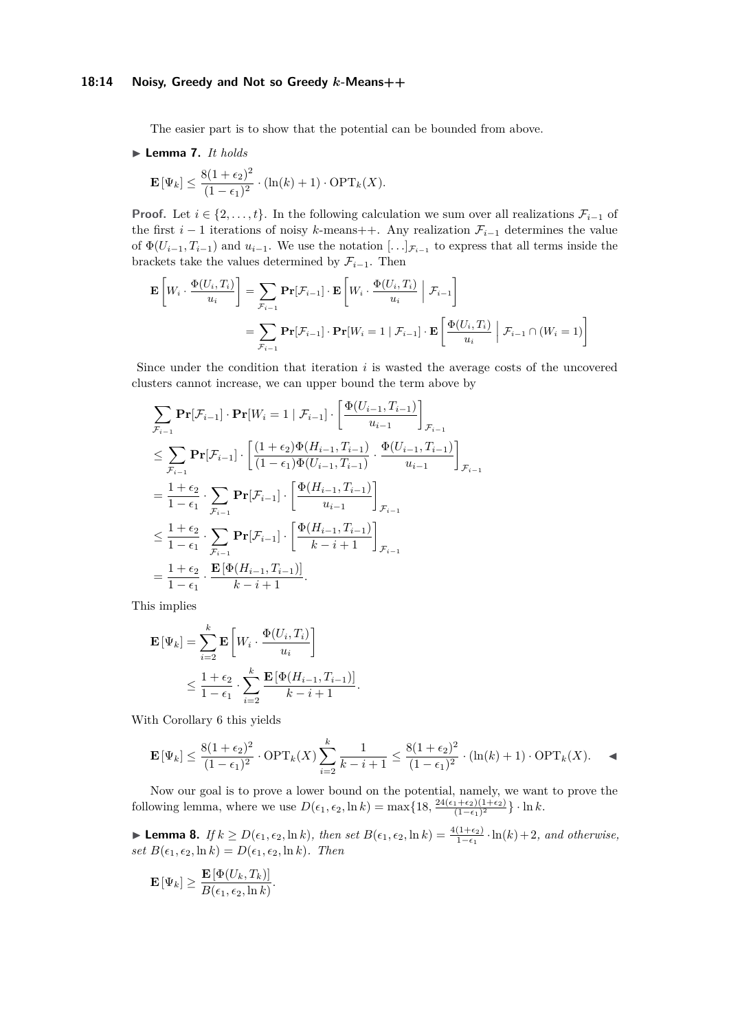The easier part is to show that the potential can be bounded from above.

▶ **Lemma 7.** *It holds*

$$\mathbf{E}[\Psi_k] \leq \frac{8(1+\epsilon_2)^2}{(1-\epsilon_1)^2} \cdot (\ln(k)+1) \cdot \mathrm{OPT}_k(X).$$

**Proof.** Let $i \in \{2, \ldots, t\}$. In the following calculation we sum over all realizations $\mathcal{F}_{i-1}$ of the first $i-1$ iterations of noisy $k$-means++. Any realization $\mathcal{F}_{i-1}$ determines the value of $\Phi(U_{i-1}, T_{i-1})$ and $u_{i-1}$. We use the notation $[\ldots]_{\mathcal{F}_{i-1}}$ to express that all terms inside the brackets take the values determined by $\mathcal{F}_{i-1}$. Then

$$\begin{aligned}
\mathbf{E}\left[W_i \cdot \frac{\Phi(U_i, T_i)}{u_i}\right] &= \sum_{\mathcal{F}_{i-1}} \mathbf{Pr}[\mathcal{F}_{i-1}] \cdot \mathbf{E}\left[W_i \cdot \frac{\Phi(U_i, T_i)}{u_i} \;\Big|\; \mathcal{F}_{i-1}\right] \\
&= \sum_{\mathcal{F}_{i-1}} \mathbf{Pr}[\mathcal{F}_{i-1}] \cdot \mathbf{Pr}[W_i = 1 \mid \mathcal{F}_{i-1}] \cdot \mathbf{E}\left[\frac{\Phi(U_i, T_i)}{u_i} \;\Big|\; \mathcal{F}_{i-1} \cap (W_i = 1)\right]
\end{aligned}$$

Since under the condition that iteration $i$ is wasted the average costs of the uncovered clusters cannot increase, we can upper bound the term above by

$$\begin{aligned}
&\sum_{\mathcal{F}_{i-1}} \mathbf{Pr}[\mathcal{F}_{i-1}] \cdot \mathbf{Pr}[W_i = 1 \mid \mathcal{F}_{i-1}] \cdot \left[\frac{\Phi(U_{i-1}, T_{i-1})}{u_{i-1}}\right]_{\mathcal{F}_{i-1}} \\
&\leq \sum_{\mathcal{F}_{i-1}} \mathbf{Pr}[\mathcal{F}_{i-1}] \cdot \left[\frac{(1+\epsilon_2)\Phi(H_{i-1}, T_{i-1})}{(1-\epsilon_1)\Phi(U_{i-1}, T_{i-1})} \cdot \frac{\Phi(U_{i-1}, T_{i-1})}{u_{i-1}}\right]_{\mathcal{F}_{i-1}} \\
&= \frac{1+\epsilon_2}{1-\epsilon_1} \cdot \sum_{\mathcal{F}_{i-1}} \mathbf{Pr}[\mathcal{F}_{i-1}] \cdot \left[\frac{\Phi(H_{i-1}, T_{i-1})}{u_{i-1}}\right]_{\mathcal{F}_{i-1}} \\
&\leq \frac{1+\epsilon_2}{1-\epsilon_1} \cdot \sum_{\mathcal{F}_{i-1}} \mathbf{Pr}[\mathcal{F}_{i-1}] \cdot \left[\frac{\Phi(H_{i-1}, T_{i-1})}{k-i+1}\right]_{\mathcal{F}_{i-1}} \\
&= \frac{1+\epsilon_2}{1-\epsilon_1} \cdot \frac{\mathbf{E}[\Phi(H_{i-1}, T_{i-1})]}{k-i+1}.
\end{aligned}$$

This implies

$$\begin{aligned}
\mathbf{E}[\Psi_k] &= \sum_{i=2}^{k} \mathbf{E}\left[W_i \cdot \frac{\Phi(U_i, T_i)}{u_i}\right] \\
&\leq \frac{1+\epsilon_2}{1-\epsilon_1} \cdot \sum_{i=2}^{k} \frac{\mathbf{E}[\Phi(H_{i-1}, T_{i-1})]}{k-i+1}.
\end{aligned}$$

With Corollary 6 this yields

$$\mathbf{E}[\Psi_k] \leq \frac{8(1+\epsilon_2)^2}{(1-\epsilon_1)^2} \cdot \mathrm{OPT}_k(X) \sum_{i=2}^{k} \frac{1}{k-i+1} \leq \frac{8(1+\epsilon_2)^2}{(1-\epsilon_1)^2} \cdot (\ln(k)+1) \cdot \mathrm{OPT}_k(X). \quad ◀$$

Now our goal is to prove a lower bound on the potential, namely, we want to prove the following lemma, where we use $D(\epsilon_1, \epsilon_2, \ln k) = \max\{18, \frac{24(\epsilon_1+\epsilon_2)(1+\epsilon_2)}{(1-\epsilon_1)^2}\} \cdot \ln k$.

▶ **Lemma 8.** *If $k \geq D(\epsilon_1, \epsilon_2, \ln k)$, then set $B(\epsilon_1, \epsilon_2, \ln k) = \frac{4(1+\epsilon_2)}{1-\epsilon_1} \cdot \ln(k) + 2$, and otherwise, set $B(\epsilon_1, \epsilon_2, \ln k) = D(\epsilon_1, \epsilon_2, \ln k)$. Then*

$$\mathbf{E}[\Psi_k] \geq \frac{\mathbf{E}[\Phi(U_k, T_k)]}{B(\epsilon_1, \epsilon_2, \ln k)}.$$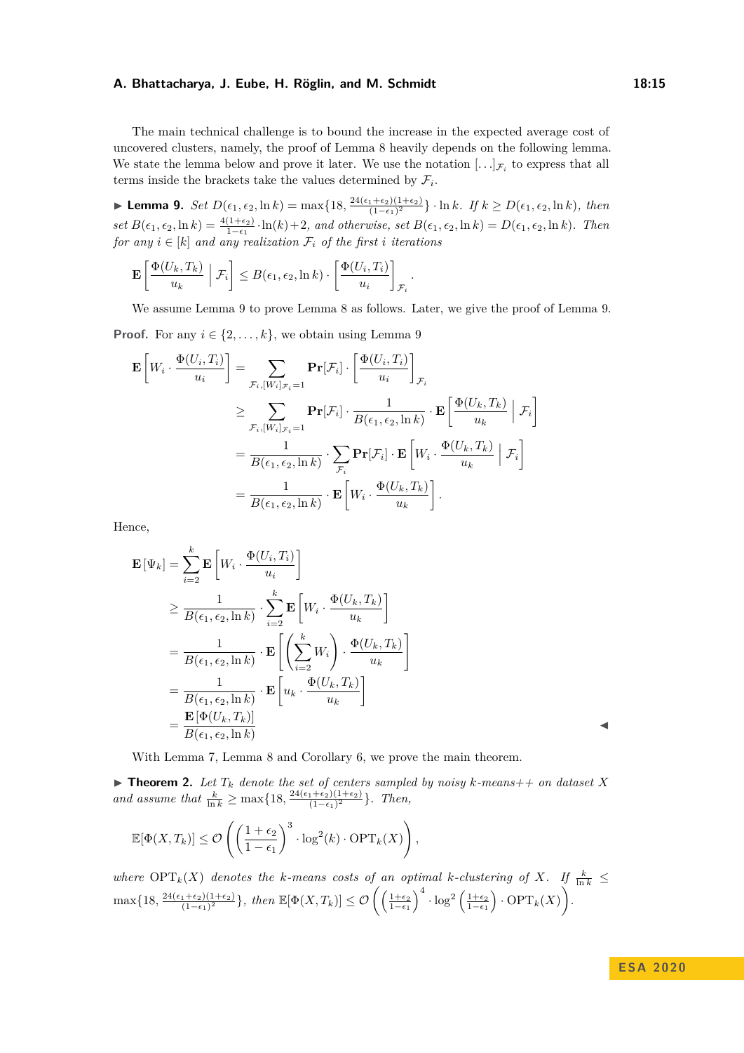The main technical challenge is to bound the increase in the expected average cost of uncovered clusters, namely, the proof of Lemma 8 heavily depends on the following lemma. We state the lemma below and prove it later. We use the notation $[\dots]_{\mathcal{F}_i}$ to express that all terms inside the brackets take the values determined by $\mathcal{F}_i$.

▶ **Lemma 9.** *Set $D(\epsilon_1, \epsilon_2, \ln k) = \max\{18, \frac{24(\epsilon_1+\epsilon_2)(1+\epsilon_2)}{(1-\epsilon_1)^2}\} \cdot \ln k$. If $k \geq D(\epsilon_1, \epsilon_2, \ln k)$, then set $B(\epsilon_1, \epsilon_2, \ln k) = \frac{4(1+\epsilon_2)}{1-\epsilon_1} \cdot \ln(k) + 2$, and otherwise, set $B(\epsilon_1, \epsilon_2, \ln k) = D(\epsilon_1, \epsilon_2, \ln k)$. Then for any $i \in [k]$ and any realization $\mathcal{F}_i$ of the first $i$ iterations*

$$\mathbf{E}\left[\frac{\Phi(U_k, T_k)}{u_k} \;\middle|\; \mathcal{F}_i\right] \leq B(\epsilon_1, \epsilon_2, \ln k) \cdot \left[\frac{\Phi(U_i, T_i)}{u_i}\right]_{\mathcal{F}_i}.$$

We assume Lemma 9 to prove Lemma 8 as follows. Later, we give the proof of Lemma 9.

**Proof.** For any $i \in \{2, \dots, k\}$, we obtain using Lemma 9

$$\begin{aligned}
\mathbf{E}\left[W_i \cdot \frac{\Phi(U_i, T_i)}{u_i}\right] &= \sum_{\mathcal{F}_i, [W_i]_{\mathcal{F}_i}=1} \mathbf{Pr}[\mathcal{F}_i] \cdot \left[\frac{\Phi(U_i, T_i)}{u_i}\right]_{\mathcal{F}_i} \\
&\geq \sum_{\mathcal{F}_i, [W_i]_{\mathcal{F}_i}=1} \mathbf{Pr}[\mathcal{F}_i] \cdot \frac{1}{B(\epsilon_1, \epsilon_2, \ln k)} \cdot \mathbf{E}\left[\frac{\Phi(U_k, T_k)}{u_k} \;\middle|\; \mathcal{F}_i\right] \\
&= \frac{1}{B(\epsilon_1, \epsilon_2, \ln k)} \cdot \sum_{\mathcal{F}_i} \mathbf{Pr}[\mathcal{F}_i] \cdot \mathbf{E}\left[W_i \cdot \frac{\Phi(U_k, T_k)}{u_k} \;\middle|\; \mathcal{F}_i\right] \\
&= \frac{1}{B(\epsilon_1, \epsilon_2, \ln k)} \cdot \mathbf{E}\left[W_i \cdot \frac{\Phi(U_k, T_k)}{u_k}\right].
\end{aligned}$$

Hence,

$$\begin{aligned}
\mathbf{E}[\Psi_k] &= \sum_{i=2}^{k} \mathbf{E}\left[W_i \cdot \frac{\Phi(U_i, T_i)}{u_i}\right] \\
&\geq \frac{1}{B(\epsilon_1, \epsilon_2, \ln k)} \cdot \sum_{i=2}^{k} \mathbf{E}\left[W_i \cdot \frac{\Phi(U_k, T_k)}{u_k}\right] \\
&= \frac{1}{B(\epsilon_1, \epsilon_2, \ln k)} \cdot \mathbf{E}\left[\left(\sum_{i=2}^{k} W_i\right) \cdot \frac{\Phi(U_k, T_k)}{u_k}\right] \\
&= \frac{1}{B(\epsilon_1, \epsilon_2, \ln k)} \cdot \mathbf{E}\left[u_k \cdot \frac{\Phi(U_k, T_k)}{u_k}\right] \\
&= \frac{\mathbf{E}[\Phi(U_k, T_k)]}{B(\epsilon_1, \epsilon_2, \ln k)}
\end{aligned}$$

◀

With Lemma 7, Lemma 8 and Corollary 6, we prove the main theorem.

▶ **Theorem 2.** *Let $T_k$ denote the set of centers sampled by noisy k-means++ on dataset $X$ and assume that $\frac{k}{\ln k} \geq \max\{18, \frac{24(\epsilon_1+\epsilon_2)(1+\epsilon_2)}{(1-\epsilon_1)^2}\}$. Then,*

$$\mathbb{E}[\Phi(X, T_k)] \leq \mathcal{O}\left(\left(\frac{1+\epsilon_2}{1-\epsilon_1}\right)^3 \cdot \log^2(k) \cdot \mathrm{OPT}_k(X)\right),$$

*where $\mathrm{OPT}_k(X)$ denotes the k-means costs of an optimal k-clustering of $X$. If $\frac{k}{\ln k} \leq \max\{18, \frac{24(\epsilon_1+\epsilon_2)(1+\epsilon_2)}{(1-\epsilon_1)^2}\}$, then $\mathbb{E}[\Phi(X, T_k)] \leq \mathcal{O}\left(\left(\frac{1+\epsilon_2}{1-\epsilon_1}\right)^4 \cdot \log^2\left(\frac{1+\epsilon_2}{1-\epsilon_1}\right) \cdot \mathrm{OPT}_k(X)\right)$.*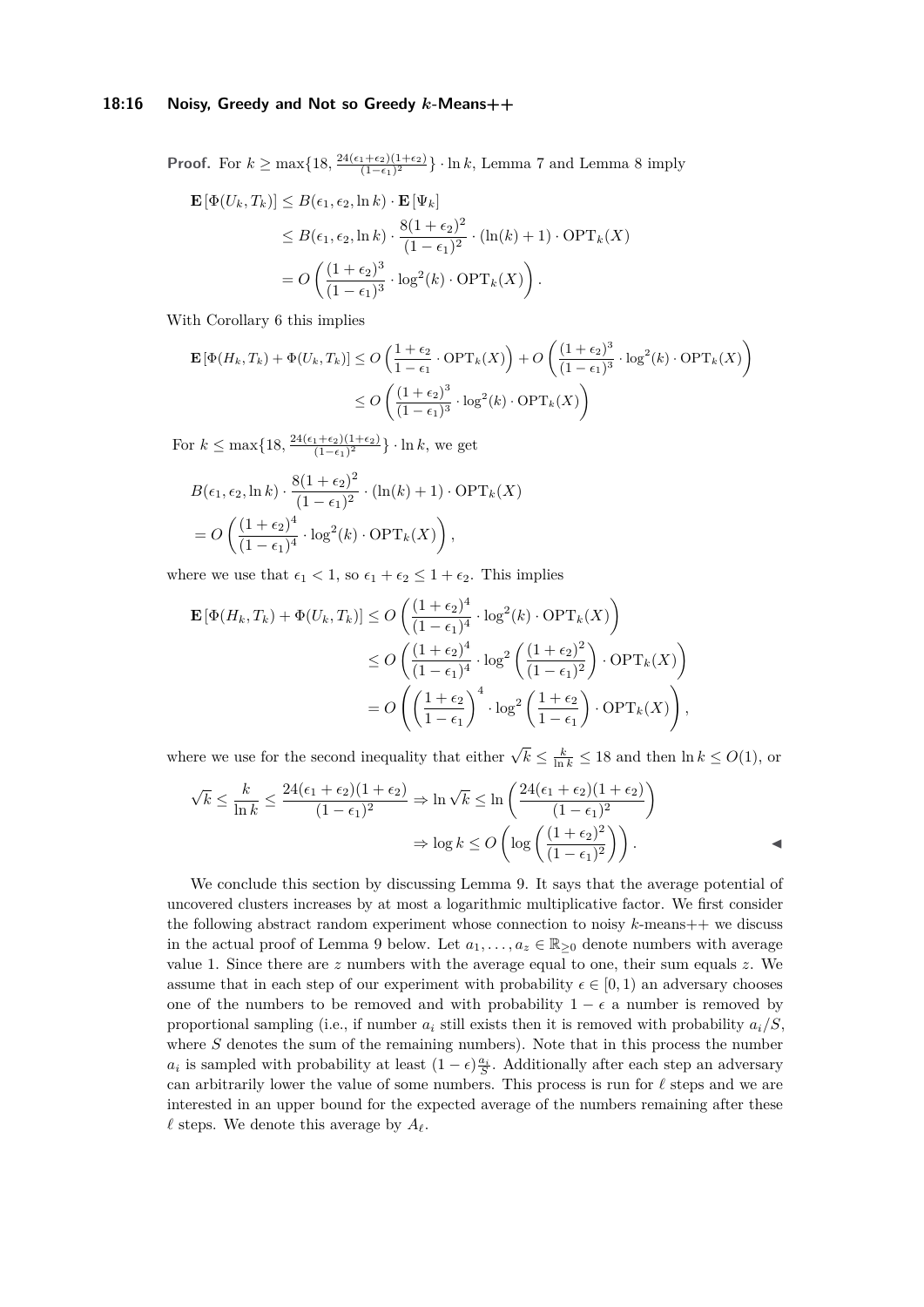**Proof.** For $k \geq \max\{18, \frac{24(\epsilon_1+\epsilon_2)(1+\epsilon_2)}{(1-\epsilon_1)^2}\} \cdot \ln k$, Lemma 7 and Lemma 8 imply

$$
\begin{aligned}
\mathbf{E}[\Phi(U_k, T_k)] &\leq B(\epsilon_1, \epsilon_2, \ln k) \cdot \mathbf{E}[\Psi_k] \\
&\leq B(\epsilon_1, \epsilon_2, \ln k) \cdot \frac{8(1+\epsilon_2)^2}{(1-\epsilon_1)^2} \cdot (\ln(k)+1) \cdot \mathrm{OPT}_k(X) \\
&= O\left(\frac{(1+\epsilon_2)^3}{(1-\epsilon_1)^3} \cdot \log^2(k) \cdot \mathrm{OPT}_k(X)\right).
\end{aligned}
$$

With Corollary 6 this implies

$$
\begin{aligned}
\mathbf{E}[\Phi(H_k, T_k) + \Phi(U_k, T_k)] &\leq O\left(\frac{1+\epsilon_2}{1-\epsilon_1} \cdot \mathrm{OPT}_k(X)\right) + O\left(\frac{(1+\epsilon_2)^3}{(1-\epsilon_1)^3} \cdot \log^2(k) \cdot \mathrm{OPT}_k(X)\right) \\
&\leq O\left(\frac{(1+\epsilon_2)^3}{(1-\epsilon_1)^3} \cdot \log^2(k) \cdot \mathrm{OPT}_k(X)\right)
\end{aligned}
$$

For $k \leq \max\{18, \frac{24(\epsilon_1+\epsilon_2)(1+\epsilon_2)}{(1-\epsilon_1)^2}\} \cdot \ln k$, we get

$$
\begin{aligned}
&B(\epsilon_1, \epsilon_2, \ln k) \cdot \frac{8(1+\epsilon_2)^2}{(1-\epsilon_1)^2} \cdot (\ln(k)+1) \cdot \mathrm{OPT}_k(X) \\
&= O\left(\frac{(1+\epsilon_2)^4}{(1-\epsilon_1)^4} \cdot \log^2(k) \cdot \mathrm{OPT}_k(X)\right),
\end{aligned}
$$

where we use that $\epsilon_1 < 1$, so $\epsilon_1 + \epsilon_2 \leq 1 + \epsilon_2$. This implies

$$
\begin{aligned}
\mathbf{E}[\Phi(H_k, T_k) + \Phi(U_k, T_k)] &\leq O\left(\frac{(1+\epsilon_2)^4}{(1-\epsilon_1)^4} \cdot \log^2(k) \cdot \mathrm{OPT}_k(X)\right) \\
&\leq O\left(\frac{(1+\epsilon_2)^4}{(1-\epsilon_1)^4} \cdot \log^2\left(\frac{(1+\epsilon_2)^2}{(1-\epsilon_1)^2}\right) \cdot \mathrm{OPT}_k(X)\right) \\
&= O\left(\left(\frac{1+\epsilon_2}{1-\epsilon_1}\right)^4 \cdot \log^2\left(\frac{1+\epsilon_2}{1-\epsilon_1}\right) \cdot \mathrm{OPT}_k(X)\right),
\end{aligned}
$$

where we use for the second inequality that either $\sqrt{k} \leq \frac{k}{\ln k} \leq 18$ and then $\ln k \leq O(1)$, or

$$
\begin{aligned}
\sqrt{k} \leq \frac{k}{\ln k} \leq \frac{24(\epsilon_1+\epsilon_2)(1+\epsilon_2)}{(1-\epsilon_1)^2} &\Rightarrow \ln\sqrt{k} \leq \ln\left(\frac{24(\epsilon_1+\epsilon_2)(1+\epsilon_2)}{(1-\epsilon_1)^2}\right) \\
&\Rightarrow \log k \leq O\left(\log\left(\frac{(1+\epsilon_2)^2}{(1-\epsilon_1)^2}\right)\right).
\end{aligned}
$$

◀

We conclude this section by discussing Lemma 9. It says that the average potential of uncovered clusters increases by at most a logarithmic multiplicative factor. We first consider the following abstract random experiment whose connection to noisy $k$-means++ we discuss in the actual proof of Lemma 9 below. Let $a_1, \ldots, a_z \in \mathbb{R}_{\geq 0}$ denote numbers with average value 1. Since there are $z$ numbers with the average equal to one, their sum equals $z$. We assume that in each step of our experiment with probability $\epsilon \in [0, 1)$ an adversary chooses one of the numbers to be removed and with probability $1 - \epsilon$ a number is removed by proportional sampling (i.e., if number $a_i$ still exists then it is removed with probability $a_i/S$, where $S$ denotes the sum of the remaining numbers). Note that in this process the number $a_i$ is sampled with probability at least $(1-\epsilon)\frac{a_i}{S}$. Additionally after each step an adversary can arbitrarily lower the value of some numbers. This process is run for $\ell$ steps and we are interested in an upper bound for the expected average of the numbers remaining after these $\ell$ steps. We denote this average by $A_\ell$.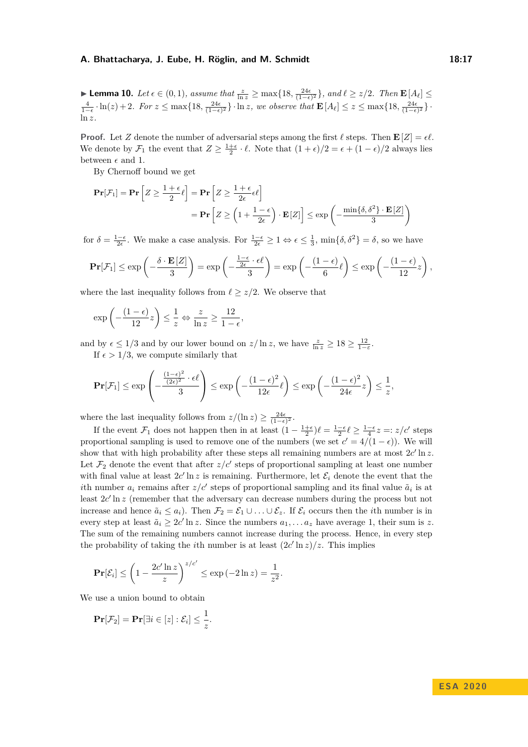▶ **Lemma 10.** *Let $\epsilon \in (0,1)$, assume that $\frac{z}{\ln z} \geq \max\{18, \frac{24\epsilon}{(1-\epsilon)^2}\}$, and $\ell \geq z/2$. Then $\mathbf{E}[A_\ell] \leq \frac{4}{1-\epsilon} \cdot \ln(z) + 2$. For $z \leq \max\{18, \frac{24\epsilon}{(1-\epsilon)^2}\} \cdot \ln z$, we observe that $\mathbf{E}[A_\ell] \leq z \leq \max\{18, \frac{24\epsilon}{(1-\epsilon)^2}\} \cdot \ln z$.*

**Proof.** Let $Z$ denote the number of adversarial steps among the first $\ell$ steps. Then $\mathbf{E}[Z] = \epsilon\ell$. We denote by $\mathcal{F}_1$ the event that $Z \geq \frac{1+\epsilon}{2} \cdot \ell$. Note that $(1+\epsilon)/2 = \epsilon + (1-\epsilon)/2$ always lies between $\epsilon$ and 1.

By Chernoff bound we get

$$\begin{aligned}\mathbf{Pr}[\mathcal{F}_1] = \mathbf{Pr}\left[Z \geq \frac{1+\epsilon}{2}\ell\right] &= \mathbf{Pr}\left[Z \geq \frac{1+\epsilon}{2\epsilon}\epsilon\ell\right] \\ &= \mathbf{Pr}\left[Z \geq \left(1 + \frac{1-\epsilon}{2\epsilon}\right) \cdot \mathbf{E}[Z]\right] \leq \exp\left(-\frac{\min\{\delta, \delta^2\} \cdot \mathbf{E}[Z]}{3}\right)\end{aligned}$$

for $\delta = \frac{1-\epsilon}{2\epsilon}$. We make a case analysis. For $\frac{1-\epsilon}{2\epsilon} \geq 1 \Leftrightarrow \epsilon \leq \frac{1}{3}$, $\min\{\delta, \delta^2\} = \delta$, so we have

$$\mathbf{Pr}[\mathcal{F}_1] \leq \exp\left(-\frac{\delta \cdot \mathbf{E}[Z]}{3}\right) = \exp\left(-\frac{\frac{1-\epsilon}{2\epsilon} \cdot \epsilon\ell}{3}\right) = \exp\left(-\frac{(1-\epsilon)}{6}\ell\right) \leq \exp\left(-\frac{(1-\epsilon)}{12}z\right),$$

where the last inequality follows from $\ell \geq z/2$. We observe that

$$\exp\left(-\frac{(1-\epsilon)}{12}z\right) \leq \frac{1}{z} \Leftrightarrow \frac{z}{\ln z} \geq \frac{12}{1-\epsilon},$$

and by $\epsilon \leq 1/3$ and by our lower bound on $z/\ln z$, we have $\frac{z}{\ln z} \geq 18 \geq \frac{12}{1-\epsilon}$.

If $\epsilon > 1/3$, we compute similarly that

$$\mathbf{Pr}[\mathcal{F}_1] \leq \exp\left(-\frac{\frac{(1-\epsilon)^2}{(2\epsilon)^2} \cdot \epsilon\ell}{3}\right) \leq \exp\left(-\frac{(1-\epsilon)^2}{12\epsilon}\ell\right) \leq \exp\left(-\frac{(1-\epsilon)^2}{24\epsilon}z\right) \leq \frac{1}{z},$$

where the last inequality follows from $z/(\ln z) \geq \frac{24\epsilon}{(1-\epsilon)^2}$.

If the event $\mathcal{F}_1$ does not happen then in at least $(1 - \frac{1+\epsilon}{2})\ell = \frac{1-\epsilon}{2}\ell \geq \frac{1-\epsilon}{4}z =: z/c'$ steps proportional sampling is used to remove one of the numbers (we set $c' = 4/(1-\epsilon)$). We will show that with high probability after these steps all remaining numbers are at most $2c' \ln z$. Let $\mathcal{F}_2$ denote the event that after $z/c'$ steps of proportional sampling at least one number with final value at least $2c' \ln z$ is remaining. Furthermore, let $\mathcal{E}_i$ denote the event that the $i$th number $a_i$ remains after $z/c'$ steps of proportional sampling and its final value $\tilde{a}_i$ is at least $2c' \ln z$ (remember that the adversary can decrease numbers during the process but not increase and hence $\tilde{a}_i \leq a_i$). Then $\mathcal{F}_2 = \mathcal{E}_1 \cup \ldots \cup \mathcal{E}_z$. If $\mathcal{E}_i$ occurs then the $i$th number is in every step at least $\tilde{a}_i \geq 2c' \ln z$. Since the numbers $a_1, \ldots a_z$ have average 1, their sum is $z$. The sum of the remaining numbers cannot increase during the process. Hence, in every step the probability of taking the $i$th number is at least $(2c' \ln z)/z$. This implies

$$\mathbf{Pr}[\mathcal{E}_i] \leq \left(1 - \frac{2c' \ln z}{z}\right)^{z/c'} \leq \exp(-2\ln z) = \frac{1}{z^2}.$$

We use a union bound to obtain

$$\mathbf{Pr}[\mathcal{F}_2] = \mathbf{Pr}[\exists i \in [z] : \mathcal{E}_i] \leq \frac{1}{z}.$$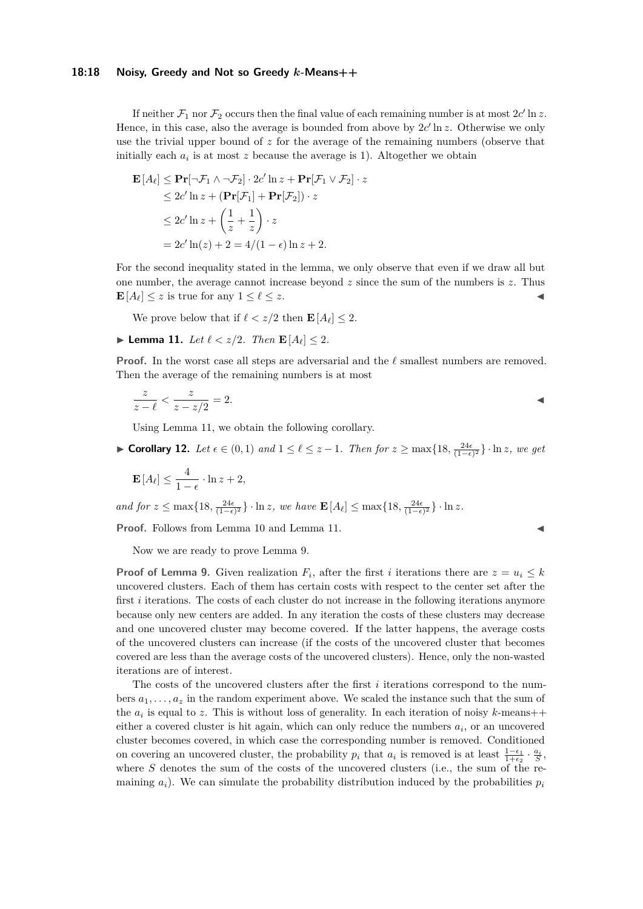If neither $\mathcal{F}_1$ nor $\mathcal{F}_2$ occurs then the final value of each remaining number is at most $2c' \ln z$. Hence, in this case, also the average is bounded from above by $2c' \ln z$. Otherwise we only use the trivial upper bound of $z$ for the average of the remaining numbers (observe that initially each $a_i$ is at most $z$ because the average is 1). Altogether we obtain

$$
\begin{aligned}
\mathbf{E}[A_\ell] &\leq \mathbf{Pr}[\neg\mathcal{F}_1 \wedge \neg\mathcal{F}_2] \cdot 2c' \ln z + \mathbf{Pr}[\mathcal{F}_1 \vee \mathcal{F}_2] \cdot z \\
&\leq 2c' \ln z + (\mathbf{Pr}[\mathcal{F}_1] + \mathbf{Pr}[\mathcal{F}_2]) \cdot z \\
&\leq 2c' \ln z + \left(\frac{1}{z} + \frac{1}{z}\right) \cdot z \\
&= 2c' \ln(z) + 2 = 4/(1-\epsilon) \ln z + 2.
\end{aligned}
$$

For the second inequality stated in the lemma, we only observe that even if we draw all but one number, the average cannot increase beyond $z$ since the sum of the numbers is $z$. Thus $\mathbf{E}[A_\ell] \leq z$ is true for any $1 \leq \ell \leq z$. ◀

We prove below that if $\ell < z/2$ then $\mathbf{E}[A_\ell] \leq 2$.

► **Lemma 11.** *Let $\ell < z/2$. Then $\mathbf{E}[A_\ell] \leq 2$.*

**Proof.** In the worst case all steps are adversarial and the $\ell$ smallest numbers are removed. Then the average of the remaining numbers is at most

$$
\frac{z}{z-\ell} < \frac{z}{z-z/2} = 2.
$$

◀

Using Lemma 11, we obtain the following corollary.

► **Corollary 12.** *Let $\epsilon \in (0,1)$ and $1 \leq \ell \leq z-1$. Then for $z \geq \max\{18, \frac{24\epsilon}{(1-\epsilon)^2}\} \cdot \ln z$, we get*

$$
\mathbf{E}[A_\ell] \leq \frac{4}{1-\epsilon} \cdot \ln z + 2,
$$

*and for $z \leq \max\{18, \frac{24\epsilon}{(1-\epsilon)^2}\} \cdot \ln z$, we have $\mathbf{E}[A_\ell] \leq \max\{18, \frac{24\epsilon}{(1-\epsilon)^2}\} \cdot \ln z$.*

**Proof.** Follows from Lemma 10 and Lemma 11. ◀

Now we are ready to prove Lemma 9.

**Proof of Lemma 9.** Given realization $F_i$, after the first $i$ iterations there are $z = u_i \leq k$ uncovered clusters. Each of them has certain costs with respect to the center set after the first $i$ iterations. The costs of each cluster do not increase in the following iterations anymore because only new centers are added. In any iteration the costs of these clusters may decrease and one uncovered cluster may become covered. If the latter happens, the average costs of the uncovered clusters can increase (if the costs of the uncovered cluster that becomes covered are less than the average costs of the uncovered clusters). Hence, only the non-wasted iterations are of interest.

The costs of the uncovered clusters after the first $i$ iterations correspond to the numbers $a_1, \ldots, a_z$ in the random experiment above. We scaled the instance such that the sum of the $a_i$ is equal to $z$. This is without loss of generality. In each iteration of noisy $k$-means++ either a covered cluster is hit again, which can only reduce the numbers $a_i$, or an uncovered cluster becomes covered, in which case the corresponding number is removed. Conditioned on covering an uncovered cluster, the probability $p_i$ that $a_i$ is removed is at least $\frac{1-\epsilon_1}{1+\epsilon_2} \cdot \frac{a_i}{S}$, where $S$ denotes the sum of the costs of the uncovered clusters (i.e., the sum of the remaining $a_i$). We can simulate the probability distribution induced by the probabilities $p_i$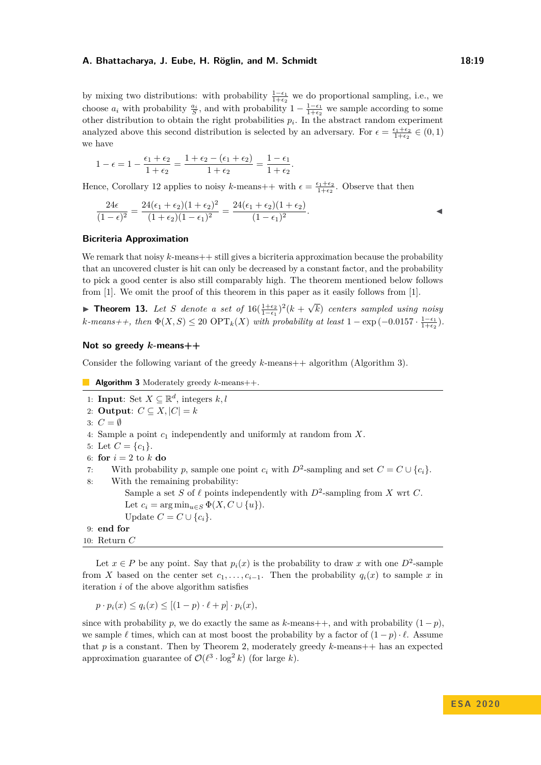by mixing two distributions: with probability $\frac{1-\epsilon_1}{1+\epsilon_2}$ we do proportional sampling, i.e., we choose $a_i$ with probability $\frac{a_i}{S}$, and with probability $1 - \frac{1-\epsilon_1}{1+\epsilon_2}$ we sample according to some other distribution to obtain the right probabilities $p_i$. In the abstract random experiment analyzed above this second distribution is selected by an adversary. For $\epsilon = \frac{\epsilon_1+\epsilon_2}{1+\epsilon_2} \in (0,1)$ we have

$$1 - \epsilon = 1 - \frac{\epsilon_1 + \epsilon_2}{1 + \epsilon_2} = \frac{1 + \epsilon_2 - (\epsilon_1 + \epsilon_2)}{1 + \epsilon_2} = \frac{1 - \epsilon_1}{1 + \epsilon_2}.$$

Hence, Corollary 12 applies to noisy $k$-means++ with $\epsilon = \frac{\epsilon_1+\epsilon_2}{1+\epsilon_2}$. Observe that then

$$\frac{24\epsilon}{(1-\epsilon)^2} = \frac{24(\epsilon_1 + \epsilon_2)(1+\epsilon_2)^2}{(1+\epsilon_2)(1-\epsilon_1)^2} = \frac{24(\epsilon_1 + \epsilon_2)(1+\epsilon_2)}{(1-\epsilon_1)^2}.$$ ◀

### Bicriteria Approximation

We remark that noisy $k$-means++ still gives a bicriteria approximation because the probability that an uncovered cluster is hit can only be decreased by a constant factor, and the probability to pick a good center is also still comparably high. The theorem mentioned below follows from [1]. We omit the proof of this theorem in this paper as it easily follows from [1].

▶ **Theorem 13.** *Let $S$ denote a set of $16(\frac{1+\epsilon_2}{1-\epsilon_1})^2(k + \sqrt{k})$ centers sampled using noisy $k$-means++, then $\Phi(X, S) \le 20\ \mathrm{OPT}_k(X)$ with probability at least $1 - \exp\left(-0.0157 \cdot \frac{1-\epsilon_1}{1+\epsilon_2}\right)$.*

### Not so greedy $k$-means++

Consider the following variant of the greedy $k$-means++ algorithm (Algorithm 3).

**Algorithm 3** Moderately greedy $k$-means++.

1: **Input**: Set $X \subseteq \mathbb{R}^d$, integers $k, l$
2: **Output**: $C \subseteq X, |C| = k$
3: $C = \emptyset$
4: Sample a point $c_1$ independently and uniformly at random from $X$.
5: Let $C = \{c_1\}$.
6: **for** $i = 2$ to $k$ **do**
7: With probability $p$, sample one point $c_i$ with $D^2$-sampling and set $C = C \cup \{c_i\}$.
8: With the remaining probability:
 Sample a set $S$ of $\ell$ points independently with $D^2$-sampling from $X$ wrt $C$.
 Let $c_i = \arg\min_{u \in S} \Phi(X, C \cup \{u\})$.
 Update $C = C \cup \{c_i\}$.
9: **end for**
10: Return $C$

Let $x \in P$ be any point. Say that $p_i(x)$ is the probability to draw $x$ with one $D^2$-sample from $X$ based on the center set $c_1, \ldots, c_{i-1}$. Then the probability $q_i(x)$ to sample $x$ in iteration $i$ of the above algorithm satisfies

$$p \cdot p_i(x) \le q_i(x) \le [(1-p) \cdot \ell + p] \cdot p_i(x),$$

since with probability $p$, we do exactly the same as $k$-means++, and with probability $(1-p)$, we sample $\ell$ times, which can at most boost the probability by a factor of $(1-p) \cdot \ell$. Assume that $p$ is a constant. Then by Theorem 2, moderately greedy $k$-means++ has an expected approximation guarantee of $\mathcal{O}(\ell^3 \cdot \log^2 k)$ (for large $k$).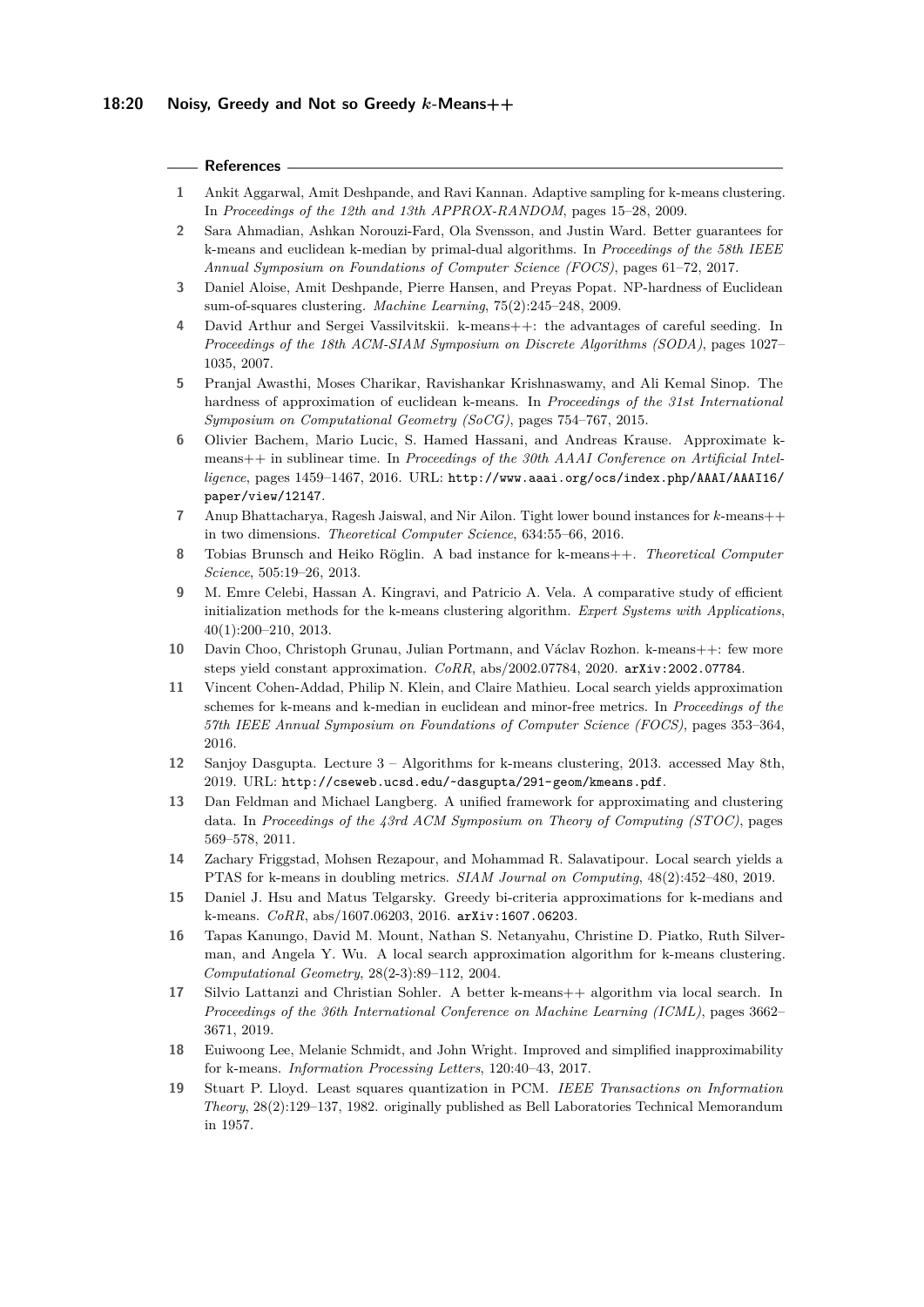## References

1. Ankit Aggarwal, Amit Deshpande, and Ravi Kannan. Adaptive sampling for k-means clustering. In *Proceedings of the 12th and 13th APPROX-RANDOM*, pages 15–28, 2009.
2. Sara Ahmadian, Ashkan Norouzi-Fard, Ola Svensson, and Justin Ward. Better guarantees for k-means and euclidean k-median by primal-dual algorithms. In *Proceedings of the 58th IEEE Annual Symposium on Foundations of Computer Science (FOCS)*, pages 61–72, 2017.
3. Daniel Aloise, Amit Deshpande, Pierre Hansen, and Preyas Popat. NP-hardness of Euclidean sum-of-squares clustering. *Machine Learning*, 75(2):245–248, 2009.
4. David Arthur and Sergei Vassilvitskii. k-means++: the advantages of careful seeding. In *Proceedings of the 18th ACM-SIAM Symposium on Discrete Algorithms (SODA)*, pages 1027–1035, 2007.
5. Pranjal Awasthi, Moses Charikar, Ravishankar Krishnaswamy, and Ali Kemal Sinop. The hardness of approximation of euclidean k-means. In *Proceedings of the 31st International Symposium on Computational Geometry (SoCG)*, pages 754–767, 2015.
6. Olivier Bachem, Mario Lucic, S. Hamed Hassani, and Andreas Krause. Approximate k-means++ in sublinear time. In *Proceedings of the 30th AAAI Conference on Artificial Intelligence*, pages 1459–1467, 2016. URL: http://www.aaai.org/ocs/index.php/AAAI/AAAI16/paper/view/12147.
7. Anup Bhattacharya, Ragesh Jaiswal, and Nir Ailon. Tight lower bound instances for $k$-means++ in two dimensions. *Theoretical Computer Science*, 634:55–66, 2016.
8. Tobias Brunsch and Heiko Röglin. A bad instance for k-means++. *Theoretical Computer Science*, 505:19–26, 2013.
9. M. Emre Celebi, Hassan A. Kingravi, and Patricio A. Vela. A comparative study of efficient initialization methods for the k-means clustering algorithm. *Expert Systems with Applications*, 40(1):200–210, 2013.
10. Davin Choo, Christoph Grunau, Julian Portmann, and Václav Rozhon. k-means++: few more steps yield constant approximation. *CoRR*, abs/2002.07784, 2020. arXiv:2002.07784.
11. Vincent Cohen-Addad, Philip N. Klein, and Claire Mathieu. Local search yields approximation schemes for k-means and k-median in euclidean and minor-free metrics. In *Proceedings of the 57th IEEE Annual Symposium on Foundations of Computer Science (FOCS)*, pages 353–364, 2016.
12. Sanjoy Dasgupta. Lecture 3 – Algorithms for k-means clustering, 2013. accessed May 8th, 2019. URL: http://cseweb.ucsd.edu/~dasgupta/291-geom/kmeans.pdf.
13. Dan Feldman and Michael Langberg. A unified framework for approximating and clustering data. In *Proceedings of the 43rd ACM Symposium on Theory of Computing (STOC)*, pages 569–578, 2011.
14. Zachary Friggstad, Mohsen Rezapour, and Mohammad R. Salavatipour. Local search yields a PTAS for k-means in doubling metrics. *SIAM Journal on Computing*, 48(2):452–480, 2019.
15. Daniel J. Hsu and Matus Telgarsky. Greedy bi-criteria approximations for k-medians and k-means. *CoRR*, abs/1607.06203, 2016. arXiv:1607.06203.
16. Tapas Kanungo, David M. Mount, Nathan S. Netanyahu, Christine D. Piatko, Ruth Silverman, and Angela Y. Wu. A local search approximation algorithm for k-means clustering. *Computational Geometry*, 28(2-3):89–112, 2004.
17. Silvio Lattanzi and Christian Sohler. A better k-means++ algorithm via local search. In *Proceedings of the 36th International Conference on Machine Learning (ICML)*, pages 3662–3671, 2019.
18. Euiwoong Lee, Melanie Schmidt, and John Wright. Improved and simplified inapproximability for k-means. *Information Processing Letters*, 120:40–43, 2017.
19. Stuart P. Lloyd. Least squares quantization in PCM. *IEEE Transactions on Information Theory*, 28(2):129–137, 1982. originally published as Bell Laboratories Technical Memorandum in 1957.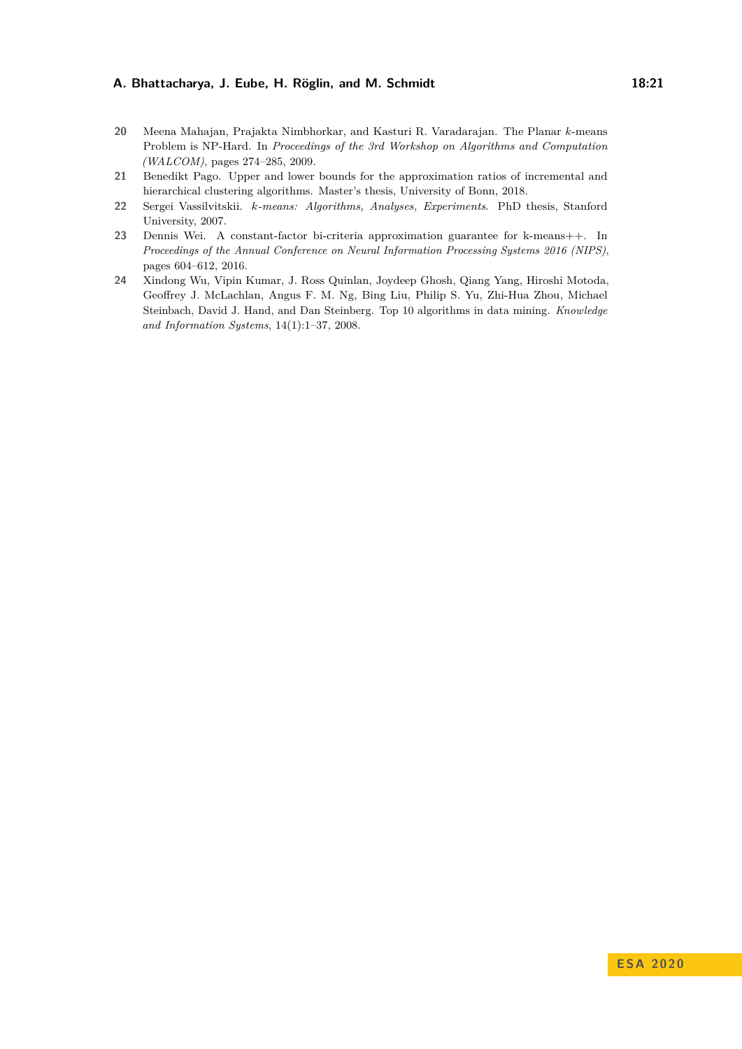20 Meena Mahajan, Prajakta Nimbhorkar, and Kasturi R. Varadarajan. The Planar $k$-means Problem is NP-Hard. In *Proceedings of the 3rd Workshop on Algorithms and Computation (WALCOM)*, pages 274–285, 2009.

21 Benedikt Pago. Upper and lower bounds for the approximation ratios of incremental and hierarchical clustering algorithms. Master's thesis, University of Bonn, 2018.

22 Sergei Vassilvitskii. *k-means: Algorithms, Analyses, Experiments*. PhD thesis, Stanford University, 2007.

23 Dennis Wei. A constant-factor bi-criteria approximation guarantee for k-means++. In *Proceedings of the Annual Conference on Neural Information Processing Systems 2016 (NIPS)*, pages 604–612, 2016.

24 Xindong Wu, Vipin Kumar, J. Ross Quinlan, Joydeep Ghosh, Qiang Yang, Hiroshi Motoda, Geoffrey J. McLachlan, Angus F. M. Ng, Bing Liu, Philip S. Yu, Zhi-Hua Zhou, Michael Steinbach, David J. Hand, and Dan Steinberg. Top 10 algorithms in data mining. *Knowledge and Information Systems*, 14(1):1–37, 2008.